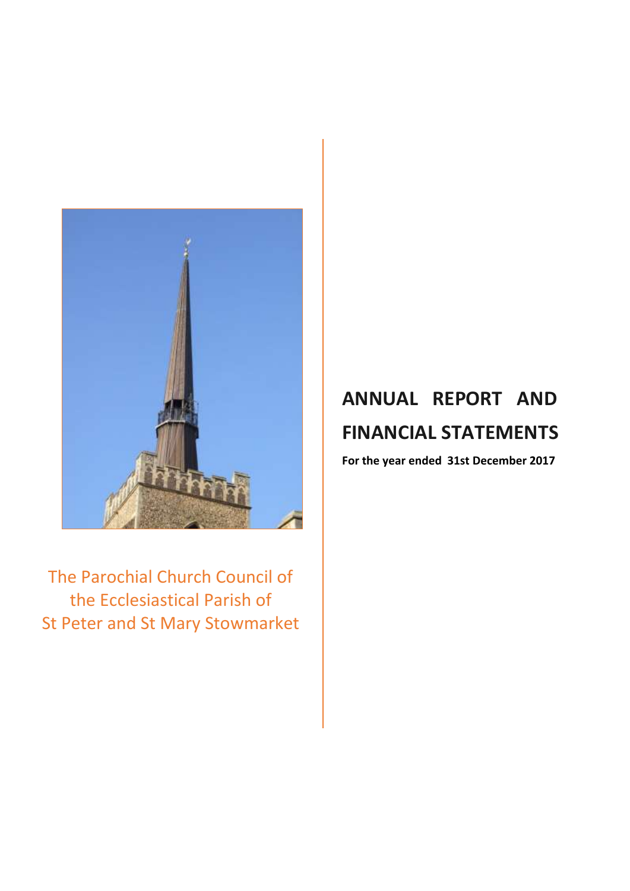The Parochial Church Council of the Ecclesiastical Parish of St Peter and St Mary Stowmarket

# ANNUAL REPORT AND FINANCIAL STATEMENTS

**For the year ended 31st December 2017**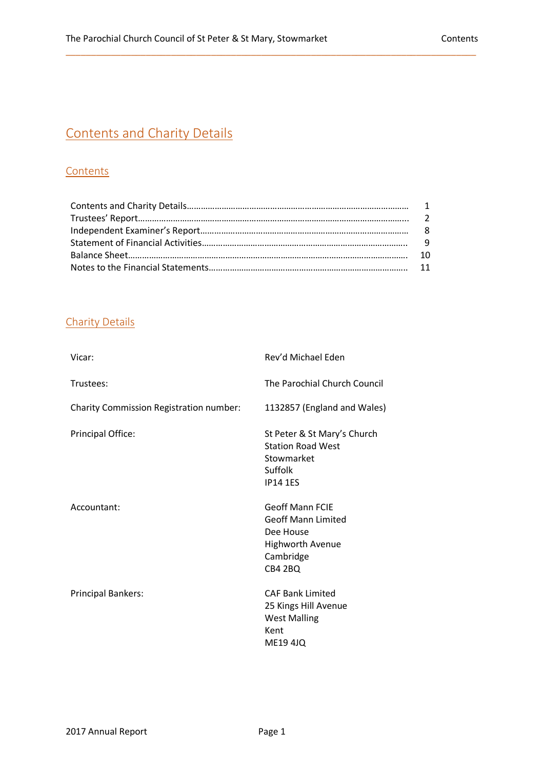# Contents and Charity Details

## Contents

| | |
|---|---|
| Contents and Charity Details | 1 |
| Trustees' Report | 2 |
| Independent Examiner's Report | 8 |
| Statement of Financial Activities | 9 |
| Balance Sheet | 10 |
| Notes to the Financial Statements | 11 |

## Charity Details

| | |
|---|---|
| Vicar: | Rev'd Michael Eden |
| Trustees: | The Parochial Church Council |
| Charity Commission Registration number: | 1132857 (England and Wales) |
| Principal Office: | St Peter & St Mary's Church<br>Station Road West<br>Stowmarket<br>Suffolk<br>IP14 1ES |
| Accountant: | Geoff Mann FCIE<br>Geoff Mann Limited<br>Dee House<br>Highworth Avenue<br>Cambridge<br>CB4 2BQ |
| Principal Bankers: | CAF Bank Limited<br>25 Kings Hill Avenue<br>West Malling<br>Kent<br>ME19 4JQ |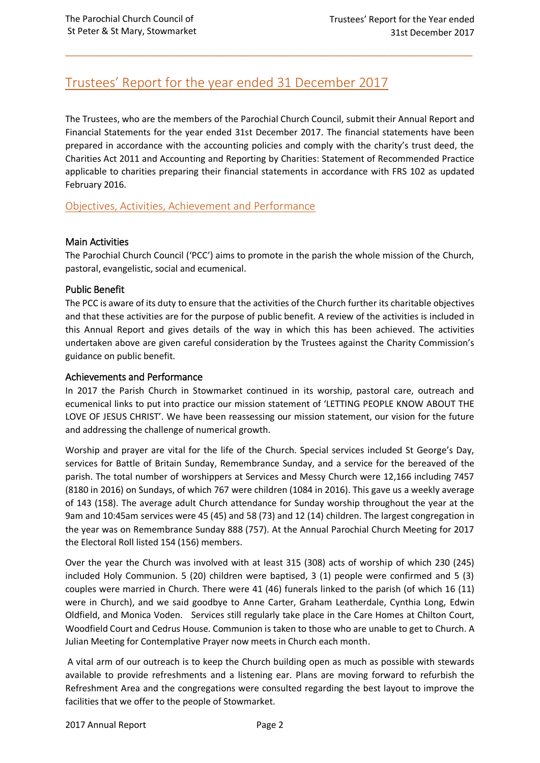# Trustees' Report for the year ended 31 December 2017

The Trustees, who are the members of the Parochial Church Council, submit their Annual Report and Financial Statements for the year ended 31st December 2017. The financial statements have been prepared in accordance with the accounting policies and comply with the charity's trust deed, the Charities Act 2011 and Accounting and Reporting by Charities: Statement of Recommended Practice applicable to charities preparing their financial statements in accordance with FRS 102 as updated February 2016.

## Objectives, Activities, Achievement and Performance

### Main Activities

The Parochial Church Council ('PCC') aims to promote in the parish the whole mission of the Church, pastoral, evangelistic, social and ecumenical.

### Public Benefit

The PCC is aware of its duty to ensure that the activities of the Church further its charitable objectives and that these activities are for the purpose of public benefit. A review of the activities is included in this Annual Report and gives details of the way in which this has been achieved. The activities undertaken above are given careful consideration by the Trustees against the Charity Commission's guidance on public benefit.

### Achievements and Performance

In 2017 the Parish Church in Stowmarket continued in its worship, pastoral care, outreach and ecumenical links to put into practice our mission statement of 'LETTING PEOPLE KNOW ABOUT THE LOVE OF JESUS CHRIST'. We have been reassessing our mission statement, our vision for the future and addressing the challenge of numerical growth.

Worship and prayer are vital for the life of the Church. Special services included St George's Day, services for Battle of Britain Sunday, Remembrance Sunday, and a service for the bereaved of the parish. The total number of worshippers at Services and Messy Church were 12,166 including 7457 (8180 in 2016) on Sundays, of which 767 were children (1084 in 2016). This gave us a weekly average of 143 (158). The average adult Church attendance for Sunday worship throughout the year at the 9am and 10:45am services were 45 (45) and 58 (73) and 12 (14) children. The largest congregation in the year was on Remembrance Sunday 888 (757). At the Annual Parochial Church Meeting for 2017 the Electoral Roll listed 154 (156) members.

Over the year the Church was involved with at least 315 (308) acts of worship of which 230 (245) included Holy Communion. 5 (20) children were baptised, 3 (1) people were confirmed and 5 (3) couples were married in Church. There were 41 (46) funerals linked to the parish (of which 16 (11) were in Church), and we said goodbye to Anne Carter, Graham Leatherdale, Cynthia Long, Edwin Oldfield, and Monica Voden. Services still regularly take place in the Care Homes at Chilton Court, Woodfield Court and Cedrus House. Communion is taken to those who are unable to get to Church. A Julian Meeting for Contemplative Prayer now meets in Church each month.

A vital arm of our outreach is to keep the Church building open as much as possible with stewards available to provide refreshments and a listening ear. Plans are moving forward to refurbish the Refreshment Area and the congregations were consulted regarding the best layout to improve the facilities that we offer to the people of Stowmarket.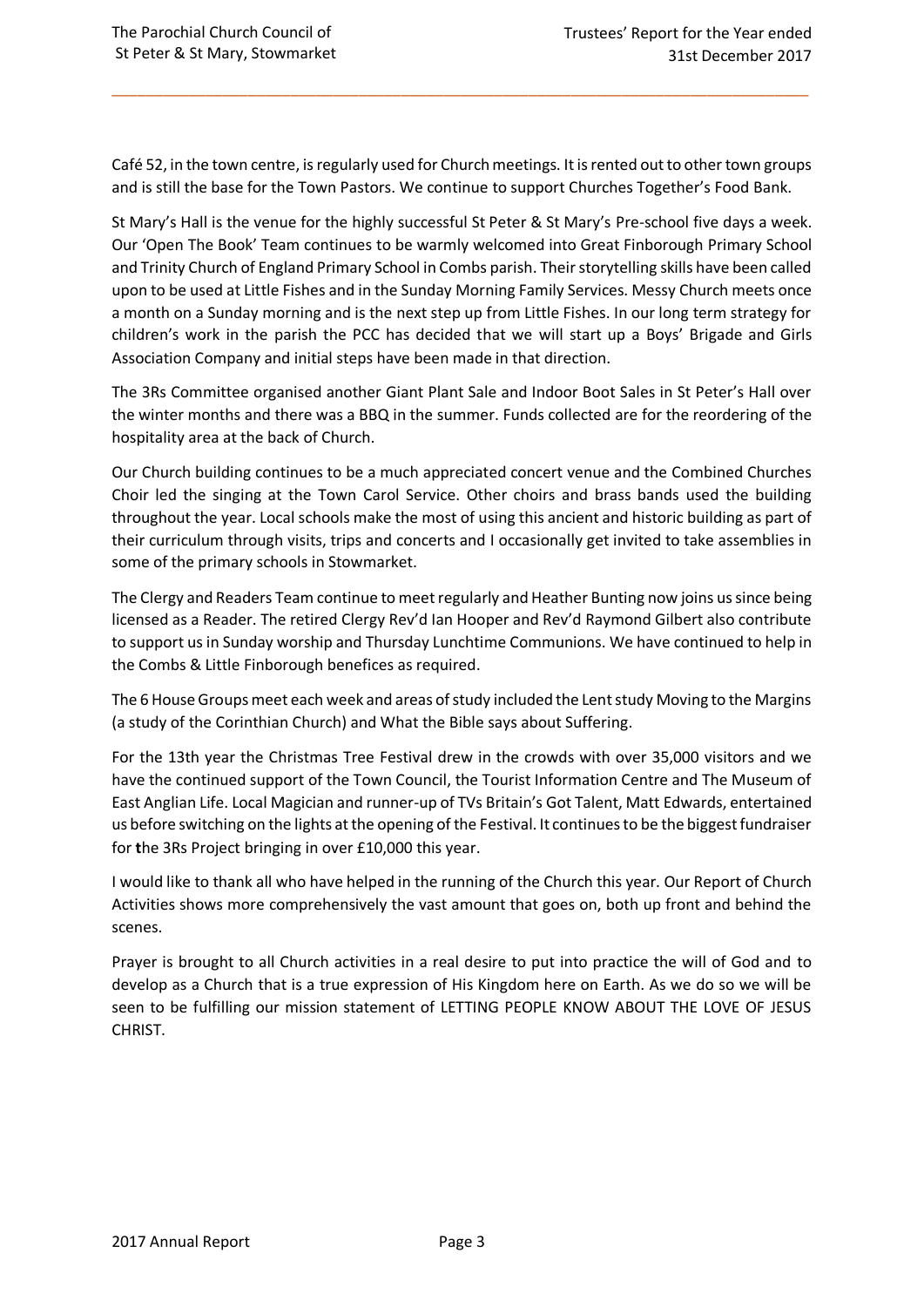Café 52, in the town centre, is regularly used for Church meetings. It is rented out to other town groups and is still the base for the Town Pastors. We continue to support Churches Together's Food Bank.

St Mary's Hall is the venue for the highly successful St Peter & St Mary's Pre-school five days a week. Our 'Open The Book' Team continues to be warmly welcomed into Great Finborough Primary School and Trinity Church of England Primary School in Combs parish. Their storytelling skills have been called upon to be used at Little Fishes and in the Sunday Morning Family Services. Messy Church meets once a month on a Sunday morning and is the next step up from Little Fishes. In our long term strategy for children's work in the parish the PCC has decided that we will start up a Boys' Brigade and Girls Association Company and initial steps have been made in that direction.

The 3Rs Committee organised another Giant Plant Sale and Indoor Boot Sales in St Peter's Hall over the winter months and there was a BBQ in the summer. Funds collected are for the reordering of the hospitality area at the back of Church.

Our Church building continues to be a much appreciated concert venue and the Combined Churches Choir led the singing at the Town Carol Service. Other choirs and brass bands used the building throughout the year. Local schools make the most of using this ancient and historic building as part of their curriculum through visits, trips and concerts and I occasionally get invited to take assemblies in some of the primary schools in Stowmarket.

The Clergy and Readers Team continue to meet regularly and Heather Bunting now joins us since being licensed as a Reader. The retired Clergy Rev'd Ian Hooper and Rev'd Raymond Gilbert also contribute to support us in Sunday worship and Thursday Lunchtime Communions. We have continued to help in the Combs & Little Finborough benefices as required.

The 6 House Groups meet each week and areas of study included the Lent study Moving to the Margins (a study of the Corinthian Church) and What the Bible says about Suffering.

For the 13th year the Christmas Tree Festival drew in the crowds with over 35,000 visitors and we have the continued support of the Town Council, the Tourist Information Centre and The Museum of East Anglian Life. Local Magician and runner-up of TVs Britain's Got Talent, Matt Edwards, entertained us before switching on the lights at the opening of the Festival. It continues to be the biggest fundraiser for the 3Rs Project bringing in over £10,000 this year.

I would like to thank all who have helped in the running of the Church this year. Our Report of Church Activities shows more comprehensively the vast amount that goes on, both up front and behind the scenes.

Prayer is brought to all Church activities in a real desire to put into practice the will of God and to develop as a Church that is a true expression of His Kingdom here on Earth. As we do so we will be seen to be fulfilling our mission statement of LETTING PEOPLE KNOW ABOUT THE LOVE OF JESUS CHRIST.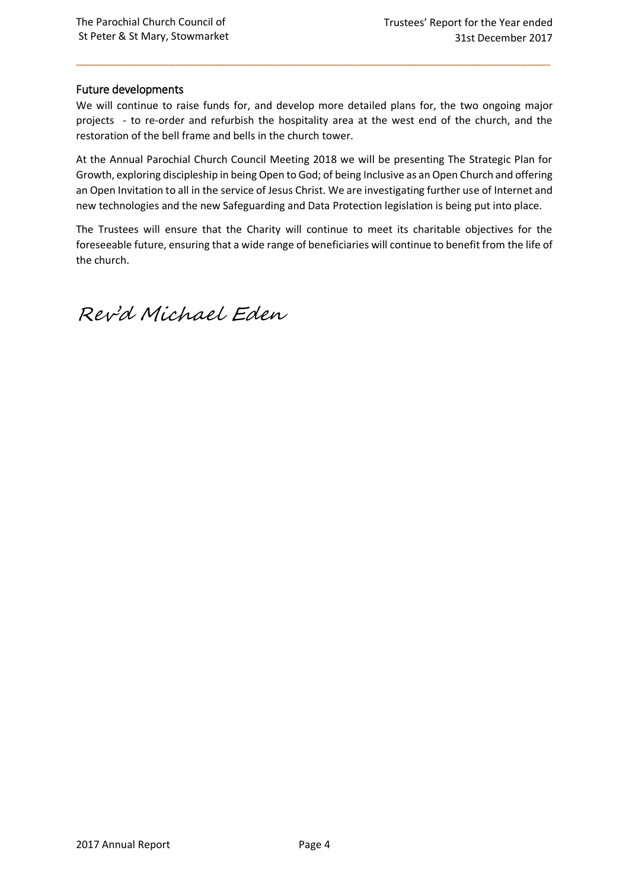## Future developments

We will continue to raise funds for, and develop more detailed plans for, the two ongoing major projects - to re-order and refurbish the hospitality area at the west end of the church, and the restoration of the bell frame and bells in the church tower.

At the Annual Parochial Church Council Meeting 2018 we will be presenting The Strategic Plan for Growth, exploring discipleship in being Open to God; of being Inclusive as an Open Church and offering an Open Invitation to all in the service of Jesus Christ. We are investigating further use of Internet and new technologies and the new Safeguarding and Data Protection legislation is being put into place.

The Trustees will ensure that the Charity will continue to meet its charitable objectives for the foreseeable future, ensuring that a wide range of beneficiaries will continue to benefit from the life of the church.

*Rev'd Michael Eden*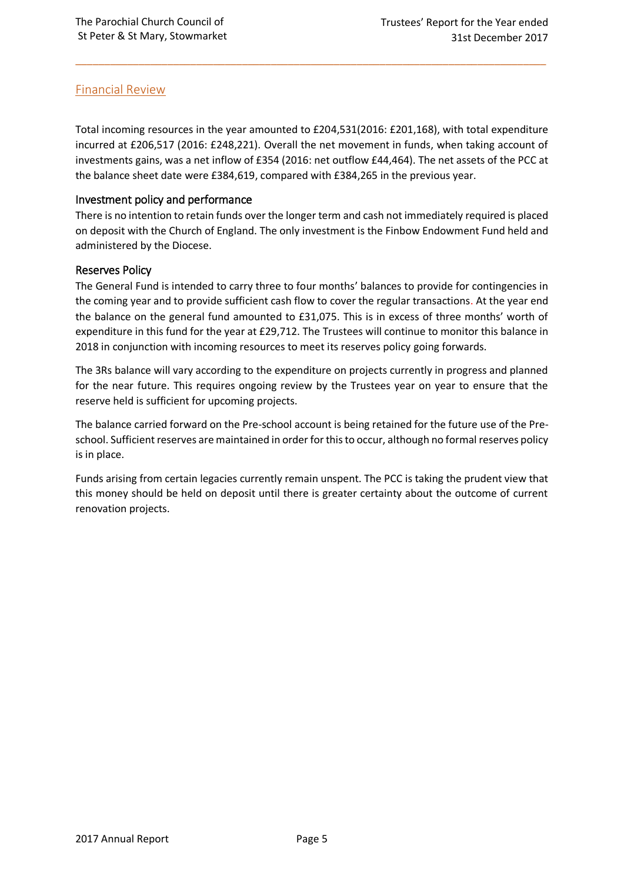## Financial Review

Total incoming resources in the year amounted to £204,531(2016: £201,168), with total expenditure incurred at £206,517 (2016: £248,221). Overall the net movement in funds, when taking account of investments gains, was a net inflow of £354 (2016: net outflow £44,464). The net assets of the PCC at the balance sheet date were £384,619, compared with £384,265 in the previous year.

### Investment policy and performance

There is no intention to retain funds over the longer term and cash not immediately required is placed on deposit with the Church of England. The only investment is the Finbow Endowment Fund held and administered by the Diocese.

### Reserves Policy

The General Fund is intended to carry three to four months' balances to provide for contingencies in the coming year and to provide sufficient cash flow to cover the regular transactions. At the year end the balance on the general fund amounted to £31,075. This is in excess of three months' worth of expenditure in this fund for the year at £29,712. The Trustees will continue to monitor this balance in 2018 in conjunction with incoming resources to meet its reserves policy going forwards.

The 3Rs balance will vary according to the expenditure on projects currently in progress and planned for the near future. This requires ongoing review by the Trustees year on year to ensure that the reserve held is sufficient for upcoming projects.

The balance carried forward on the Pre-school account is being retained for the future use of the Pre-school. Sufficient reserves are maintained in order for this to occur, although no formal reserves policy is in place.

Funds arising from certain legacies currently remain unspent. The PCC is taking the prudent view that this money should be held on deposit until there is greater certainty about the outcome of current renovation projects.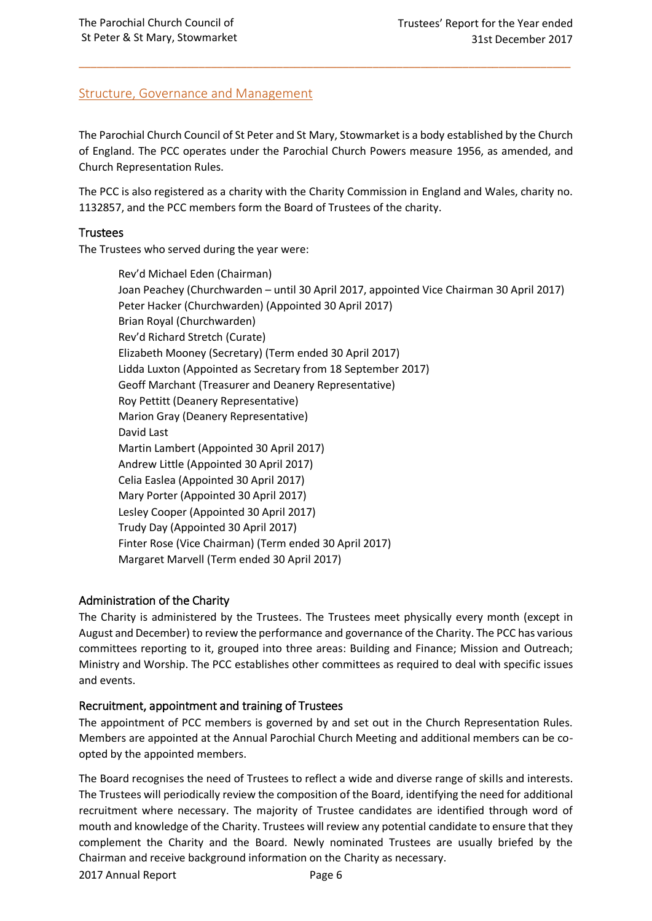## Structure, Governance and Management

The Parochial Church Council of St Peter and St Mary, Stowmarket is a body established by the Church of England. The PCC operates under the Parochial Church Powers measure 1956, as amended, and Church Representation Rules.

The PCC is also registered as a charity with the Charity Commission in England and Wales, charity no. 1132857, and the PCC members form the Board of Trustees of the charity.

### Trustees

The Trustees who served during the year were:

Rev'd Michael Eden (Chairman)
Joan Peachey (Churchwarden – until 30 April 2017, appointed Vice Chairman 30 April 2017)
Peter Hacker (Churchwarden) (Appointed 30 April 2017)
Brian Royal (Churchwarden)
Rev'd Richard Stretch (Curate)
Elizabeth Mooney (Secretary) (Term ended 30 April 2017)
Lidda Luxton (Appointed as Secretary from 18 September 2017)
Geoff Marchant (Treasurer and Deanery Representative)
Roy Pettitt (Deanery Representative)
Marion Gray (Deanery Representative)
David Last
Martin Lambert (Appointed 30 April 2017)
Andrew Little (Appointed 30 April 2017)
Celia Easlea (Appointed 30 April 2017)
Mary Porter (Appointed 30 April 2017)
Lesley Cooper (Appointed 30 April 2017)
Trudy Day (Appointed 30 April 2017)
Finter Rose (Vice Chairman) (Term ended 30 April 2017)
Margaret Marvell (Term ended 30 April 2017)

### Administration of the Charity

The Charity is administered by the Trustees. The Trustees meet physically every month (except in August and December) to review the performance and governance of the Charity. The PCC has various committees reporting to it, grouped into three areas: Building and Finance; Mission and Outreach; Ministry and Worship. The PCC establishes other committees as required to deal with specific issues and events.

### Recruitment, appointment and training of Trustees

The appointment of PCC members is governed by and set out in the Church Representation Rules. Members are appointed at the Annual Parochial Church Meeting and additional members can be co-opted by the appointed members.

The Board recognises the need of Trustees to reflect a wide and diverse range of skills and interests. The Trustees will periodically review the composition of the Board, identifying the need for additional recruitment where necessary. The majority of Trustee candidates are identified through word of mouth and knowledge of the Charity. Trustees will review any potential candidate to ensure that they complement the Charity and the Board. Newly nominated Trustees are usually briefed by the Chairman and receive background information on the Charity as necessary.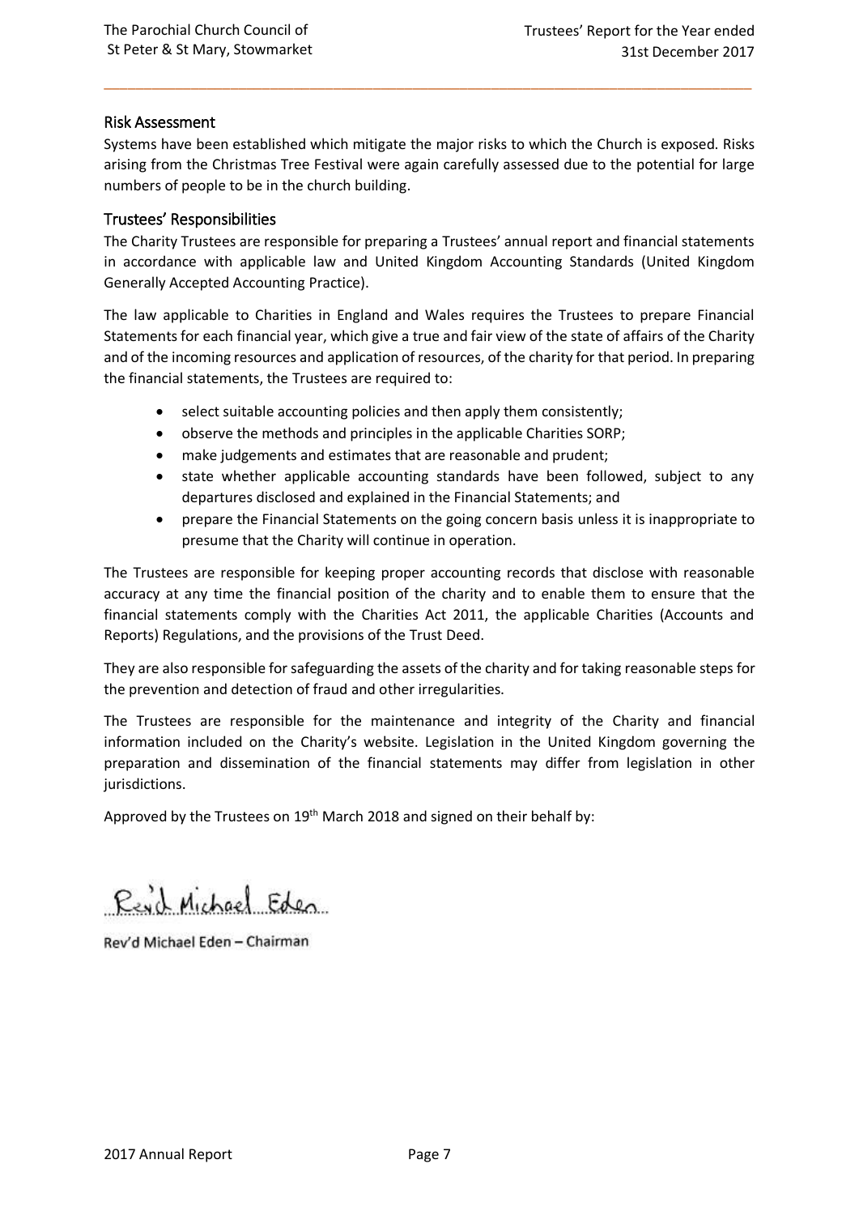## Risk Assessment

Systems have been established which mitigate the major risks to which the Church is exposed. Risks arising from the Christmas Tree Festival were again carefully assessed due to the potential for large numbers of people to be in the church building.

## Trustees' Responsibilities

The Charity Trustees are responsible for preparing a Trustees' annual report and financial statements in accordance with applicable law and United Kingdom Accounting Standards (United Kingdom Generally Accepted Accounting Practice).

The law applicable to Charities in England and Wales requires the Trustees to prepare Financial Statements for each financial year, which give a true and fair view of the state of affairs of the Charity and of the incoming resources and application of resources, of the charity for that period. In preparing the financial statements, the Trustees are required to:

- select suitable accounting policies and then apply them consistently;
- observe the methods and principles in the applicable Charities SORP;
- make judgements and estimates that are reasonable and prudent;
- state whether applicable accounting standards have been followed, subject to any departures disclosed and explained in the Financial Statements; and
- prepare the Financial Statements on the going concern basis unless it is inappropriate to presume that the Charity will continue in operation.

The Trustees are responsible for keeping proper accounting records that disclose with reasonable accuracy at any time the financial position of the charity and to enable them to ensure that the financial statements comply with the Charities Act 2011, the applicable Charities (Accounts and Reports) Regulations, and the provisions of the Trust Deed.

They are also responsible for safeguarding the assets of the charity and for taking reasonable steps for the prevention and detection of fraud and other irregularities.

The Trustees are responsible for the maintenance and integrity of the Charity and financial information included on the Charity's website. Legislation in the United Kingdom governing the preparation and dissemination of the financial statements may differ from legislation in other jurisdictions.

Approved by the Trustees on 19th March 2018 and signed on their behalf by:

Rev'd Michael Eden

Rev'd Michael Eden – Chairman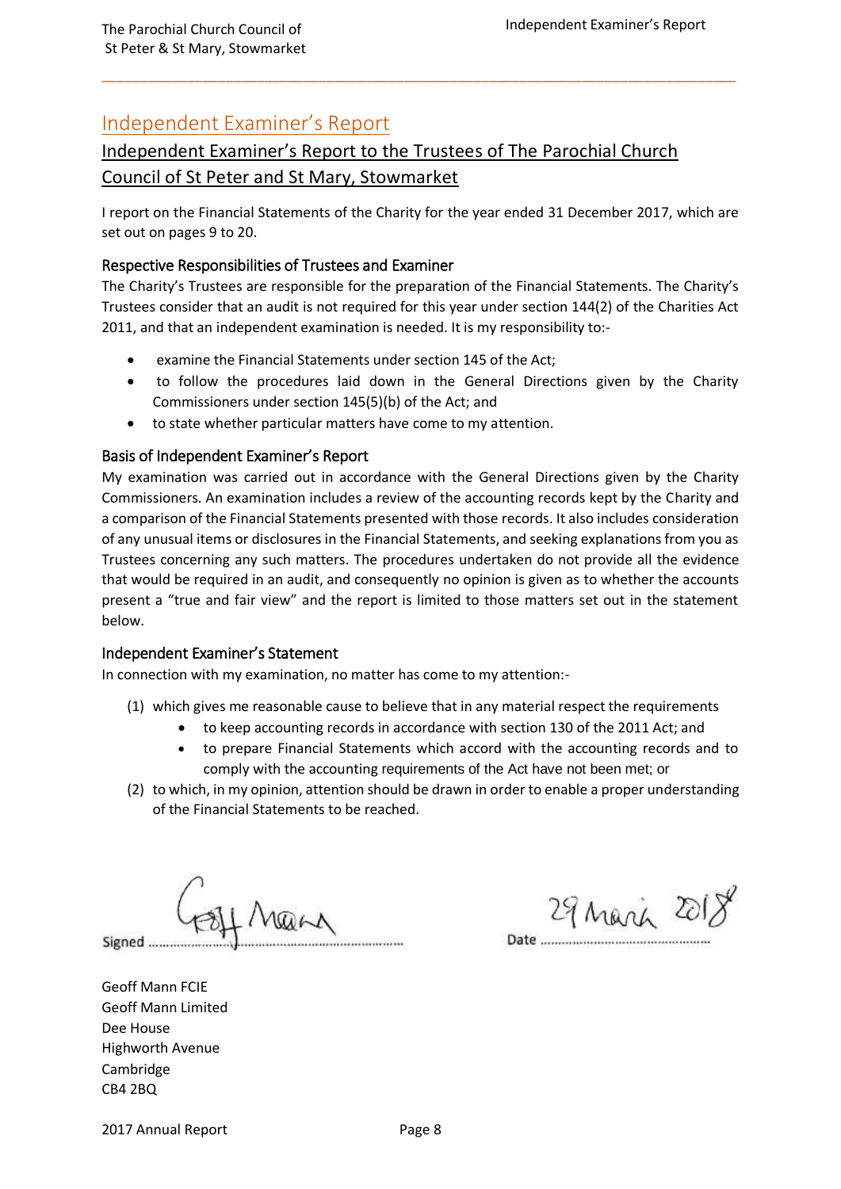# Independent Examiner's Report

## Independent Examiner's Report to the Trustees of The Parochial Church Council of St Peter and St Mary, Stowmarket

I report on the Financial Statements of the Charity for the year ended 31 December 2017, which are set out on pages 9 to 20.

### Respective Responsibilities of Trustees and Examiner

The Charity's Trustees are responsible for the preparation of the Financial Statements. The Charity's Trustees consider that an audit is not required for this year under section 144(2) of the Charities Act 2011, and that an independent examination is needed. It is my responsibility to:-

- examine the Financial Statements under section 145 of the Act;
- to follow the procedures laid down in the General Directions given by the Charity Commissioners under section 145(5)(b) of the Act; and
- to state whether particular matters have come to my attention.

### Basis of Independent Examiner's Report

My examination was carried out in accordance with the General Directions given by the Charity Commissioners. An examination includes a review of the accounting records kept by the Charity and a comparison of the Financial Statements presented with those records. It also includes consideration of any unusual items or disclosures in the Financial Statements, and seeking explanations from you as Trustees concerning any such matters. The procedures undertaken do not provide all the evidence that would be required in an audit, and consequently no opinion is given as to whether the accounts present a "true and fair view" and the report is limited to those matters set out in the statement below.

### Independent Examiner's Statement

In connection with my examination, no matter has come to my attention:-

(1) which gives me reasonable cause to believe that in any material respect the requirements
   - to keep accounting records in accordance with section 130 of the 2011 Act; and
   - to prepare Financial Statements which accord with the accounting records and to comply with the accounting requirements of the Act have not been met; or

(2) to which, in my opinion, attention should be drawn in order to enable a proper understanding of the Financial Statements to be reached.

Signed ........Geoff Mann........ Date ........29 March 2018........

Geoff Mann FCIE
Geoff Mann Limited
Dee House
Highworth Avenue
Cambridge
CB4 2BQ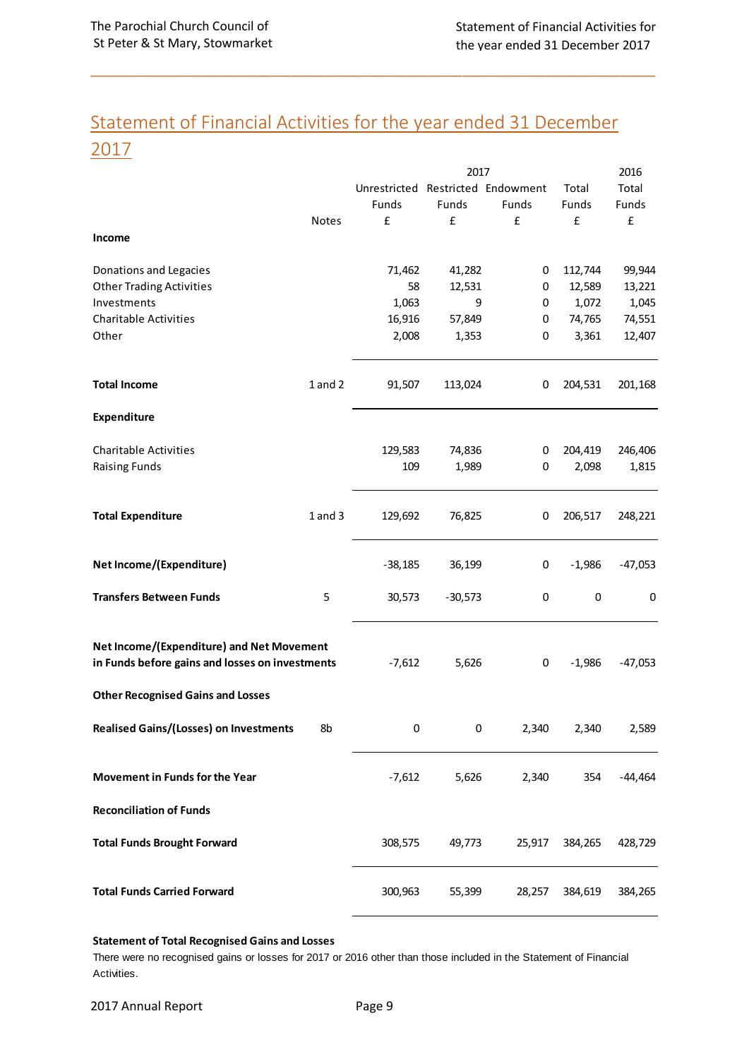## Statement of Financial Activities for the year ended 31 December 2017

| | Notes | 2017 Unrestricted Funds £ | 2017 Restricted Funds £ | 2017 Endowment Funds £ | 2017 Total Funds £ | 2016 Total Funds £ |
|---|---|---|---|---|---|---|
| **Income** | | | | | | |
| Donations and Legacies | | 71,462 | 41,282 | 0 | 112,744 | 99,944 |
| Other Trading Activities | | 58 | 12,531 | 0 | 12,589 | 13,221 |
| Investments | | 1,063 | 9 | 0 | 1,072 | 1,045 |
| Charitable Activities | | 16,916 | 57,849 | 0 | 74,765 | 74,551 |
| Other | | 2,008 | 1,353 | 0 | 3,361 | 12,407 |
| **Total Income** | 1 and 2 | 91,507 | 113,024 | 0 | 204,531 | 201,168 |
| **Expenditure** | | | | | | |
| Charitable Activities | | 129,583 | 74,836 | 0 | 204,419 | 246,406 |
| Raising Funds | | 109 | 1,989 | 0 | 2,098 | 1,815 |
| **Total Expenditure** | 1 and 3 | 129,692 | 76,825 | 0 | 206,517 | 248,221 |
| **Net Income/(Expenditure)** | | -38,185 | 36,199 | 0 | -1,986 | -47,053 |
| **Transfers Between Funds** | 5 | 30,573 | -30,573 | 0 | 0 | 0 |
| **Net Income/(Expenditure) and Net Movement in Funds before gains and losses on investments** | | -7,612 | 5,626 | 0 | -1,986 | -47,053 |
| **Other Recognised Gains and Losses** | | | | | | |
| **Realised Gains/(Losses) on Investments** | 8b | 0 | 0 | 2,340 | 2,340 | 2,589 |
| **Movement in Funds for the Year** | | -7,612 | 5,626 | 2,340 | 354 | -44,464 |
| **Reconciliation of Funds** | | | | | | |
| **Total Funds Brought Forward** | | 308,575 | 49,773 | 25,917 | 384,265 | 428,729 |
| **Total Funds Carried Forward** | | 300,963 | 55,399 | 28,257 | 384,619 | 384,265 |

**Statement of Total Recognised Gains and Losses**

There were no recognised gains or losses for 2017 or 2016 other than those included in the Statement of Financial Activities.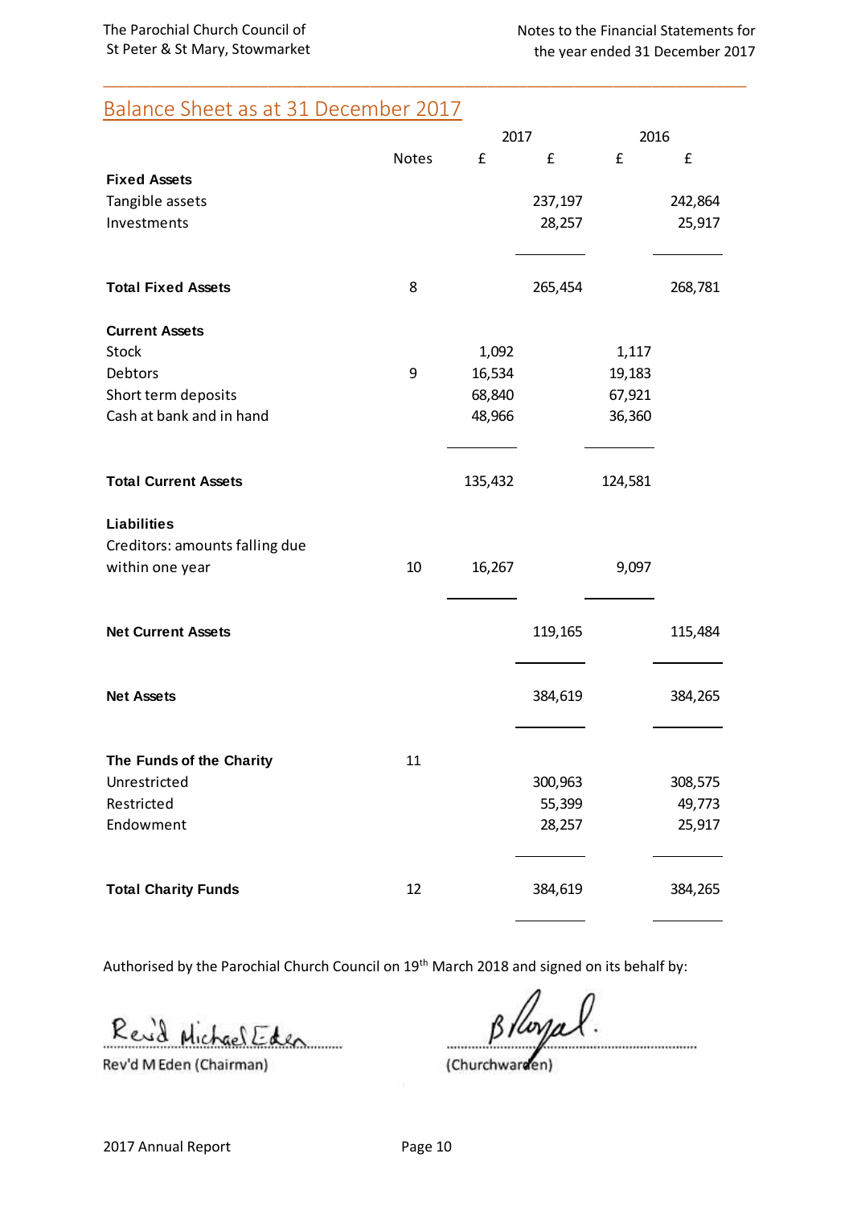## Balance Sheet as at 31 December 2017

| | Notes | 2017 £ | 2017 £ | 2016 £ | 2016 £ |
|---|---|---|---|---|---|
| **Fixed Assets** | | | | | |
| Tangible assets | | | 237,197 | | 242,864 |
| Investments | | | 28,257 | | 25,917 |
| **Total Fixed Assets** | 8 | | 265,454 | | 268,781 |
| **Current Assets** | | | | | |
| Stock | | 1,092 | | 1,117 | |
| Debtors | 9 | 16,534 | | 19,183 | |
| Short term deposits | | 68,840 | | 67,921 | |
| Cash at bank and in hand | | 48,966 | | 36,360 | |
| **Total Current Assets** | | 135,432 | | 124,581 | |
| **Liabilities** | | | | | |
| Creditors: amounts falling due within one year | 10 | 16,267 | | 9,097 | |
| **Net Current Assets** | | | 119,165 | | 115,484 |
| **Net Assets** | | | 384,619 | | 384,265 |
| **The Funds of the Charity** | 11 | | | | |
| Unrestricted | | | 300,963 | | 308,575 |
| Restricted | | | 55,399 | | 49,773 |
| Endowment | | | 28,257 | | 25,917 |
| **Total Charity Funds** | 12 | | 384,619 | | 384,265 |

Authorised by the Parochial Church Council on 19th March 2018 and signed on its behalf by:

Rev'd Michael Eden
Rev'd M Eden (Chairman)

B Royal
(Churchwarden)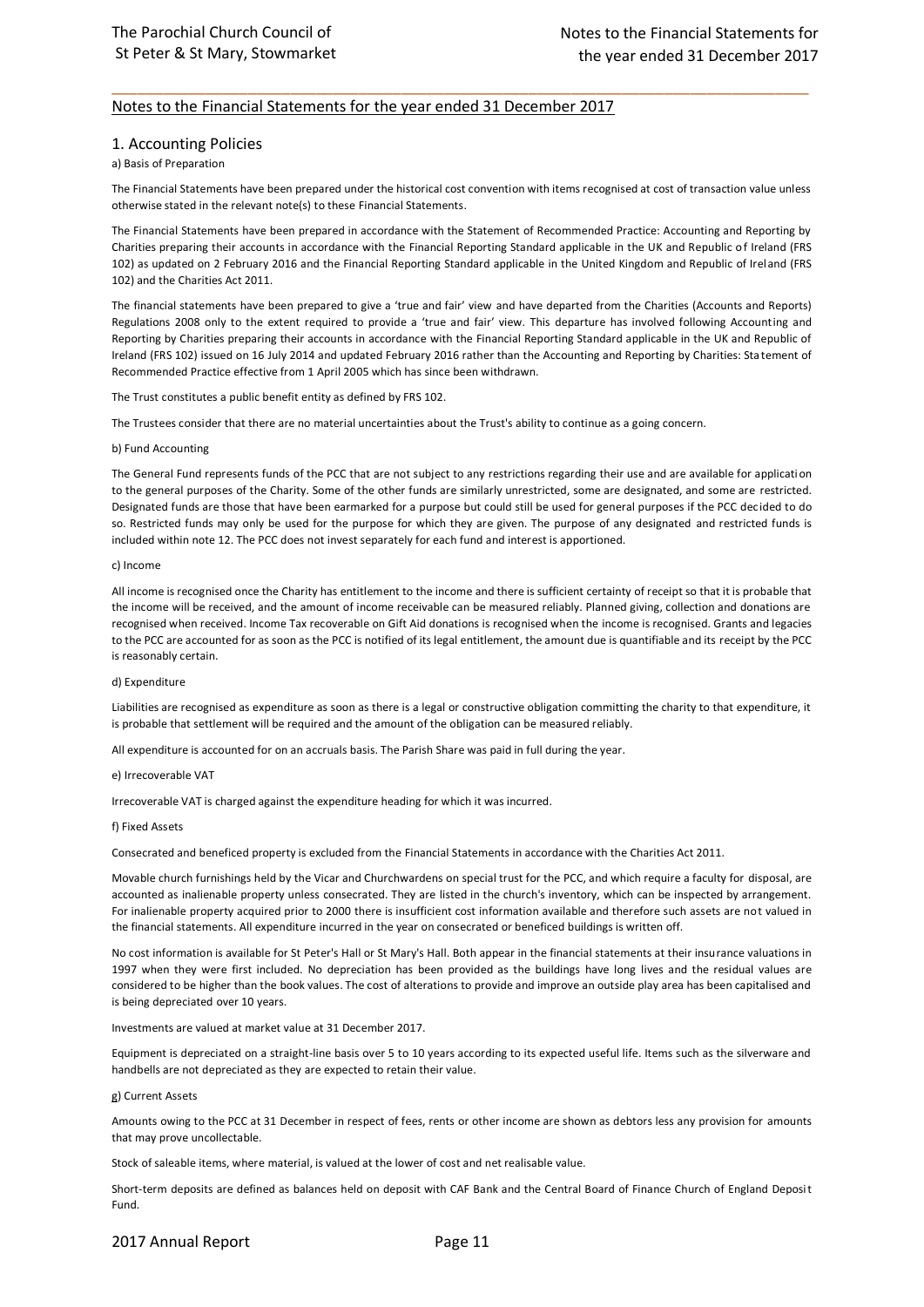## Notes to the Financial Statements for the year ended 31 December 2017

### 1. Accounting Policies

a) Basis of Preparation

The Financial Statements have been prepared under the historical cost convention with items recognised at cost of transaction value unless otherwise stated in the relevant note(s) to these Financial Statements.

The Financial Statements have been prepared in accordance with the Statement of Recommended Practice: Accounting and Reporting by Charities preparing their accounts in accordance with the Financial Reporting Standard applicable in the UK and Republic of Ireland (FRS 102) as updated on 2 February 2016 and the Financial Reporting Standard applicable in the United Kingdom and Republic of Ireland (FRS 102) and the Charities Act 2011.

The financial statements have been prepared to give a 'true and fair' view and have departed from the Charities (Accounts and Reports) Regulations 2008 only to the extent required to provide a 'true and fair' view. This departure has involved following Accounting and Reporting by Charities preparing their accounts in accordance with the Financial Reporting Standard applicable in the UK and Republic of Ireland (FRS 102) issued on 16 July 2014 and updated February 2016 rather than the Accounting and Reporting by Charities: Statement of Recommended Practice effective from 1 April 2005 which has since been withdrawn.

The Trust constitutes a public benefit entity as defined by FRS 102.

The Trustees consider that there are no material uncertainties about the Trust's ability to continue as a going concern.

b) Fund Accounting

The General Fund represents funds of the PCC that are not subject to any restrictions regarding their use and are available for application to the general purposes of the Charity. Some of the other funds are similarly unrestricted, some are designated, and some are restricted. Designated funds are those that have been earmarked for a purpose but could still be used for general purposes if the PCC decided to do so. Restricted funds may only be used for the purpose for which they are given. The purpose of any designated and restricted funds is included within note 12. The PCC does not invest separately for each fund and interest is apportioned.

c) Income

All income is recognised once the Charity has entitlement to the income and there is sufficient certainty of receipt so that it is probable that the income will be received, and the amount of income receivable can be measured reliably. Planned giving, collection and donations are recognised when received. Income Tax recoverable on Gift Aid donations is recognised when the income is recognised. Grants and legacies to the PCC are accounted for as soon as the PCC is notified of its legal entitlement, the amount due is quantifiable and its receipt by the PCC is reasonably certain.

d) Expenditure

Liabilities are recognised as expenditure as soon as there is a legal or constructive obligation committing the charity to that expenditure, it is probable that settlement will be required and the amount of the obligation can be measured reliably.

All expenditure is accounted for on an accruals basis. The Parish Share was paid in full during the year.

e) Irrecoverable VAT

Irrecoverable VAT is charged against the expenditure heading for which it was incurred.

f) Fixed Assets

Consecrated and beneficed property is excluded from the Financial Statements in accordance with the Charities Act 2011.

Movable church furnishings held by the Vicar and Churchwardens on special trust for the PCC, and which require a faculty for disposal, are accounted as inalienable property unless consecrated. They are listed in the church's inventory, which can be inspected by arrangement. For inalienable property acquired prior to 2000 there is insufficient cost information available and therefore such assets are not valued in the financial statements. All expenditure incurred in the year on consecrated or beneficed buildings is written off.

No cost information is available for St Peter's Hall or St Mary's Hall. Both appear in the financial statements at their insurance valuations in 1997 when they were first included. No depreciation has been provided as the buildings have long lives and the residual values are considered to be higher than the book values. The cost of alterations to provide and improve an outside play area has been capitalised and is being depreciated over 10 years.

Investments are valued at market value at 31 December 2017.

Equipment is depreciated on a straight-line basis over 5 to 10 years according to its expected useful life. Items such as the silverware and handbells are not depreciated as they are expected to retain their value.

g) Current Assets

Amounts owing to the PCC at 31 December in respect of fees, rents or other income are shown as debtors less any provision for amounts that may prove uncollectable.

Stock of saleable items, where material, is valued at the lower of cost and net realisable value.

Short-term deposits are defined as balances held on deposit with CAF Bank and the Central Board of Finance Church of England Deposit Fund.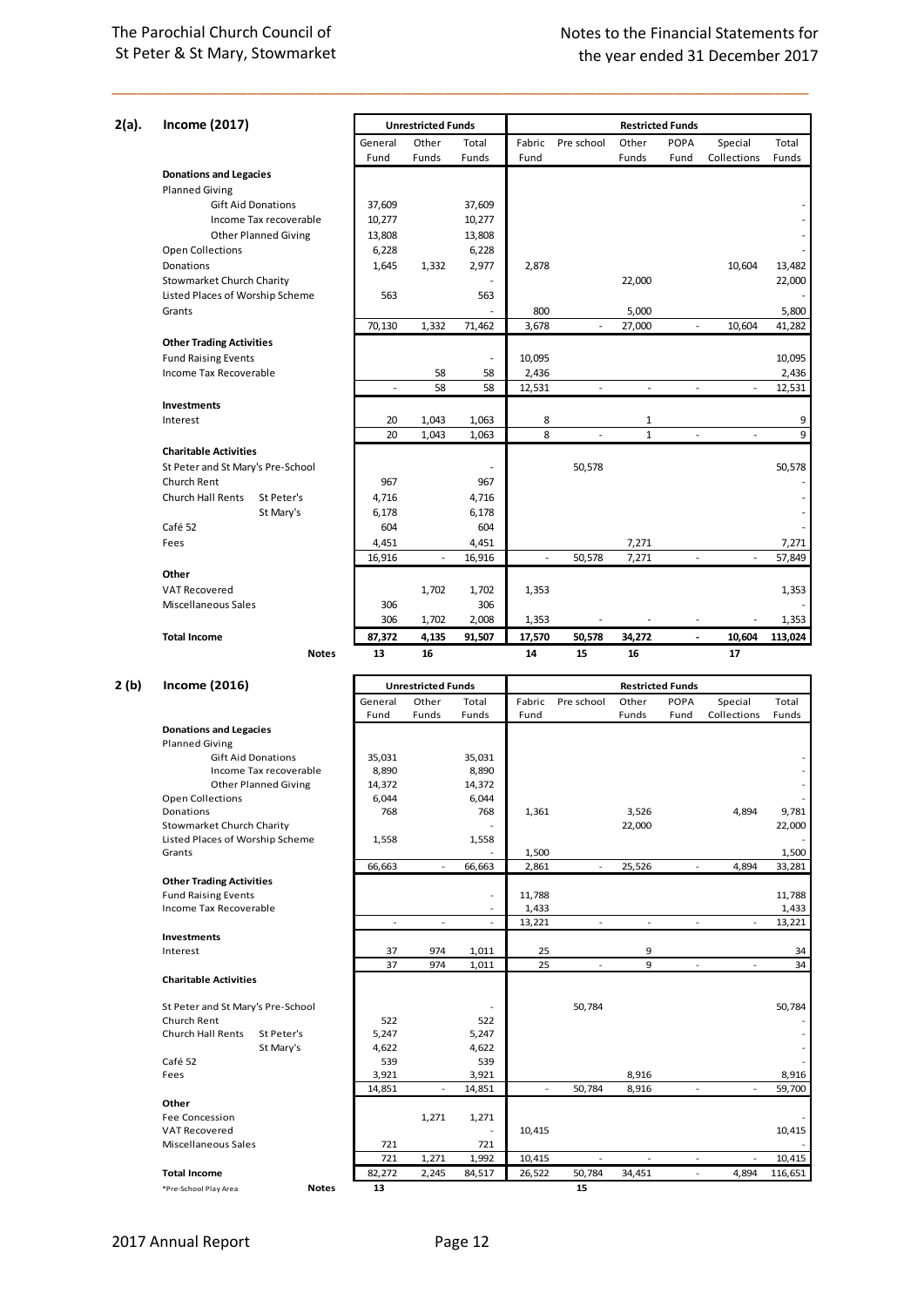## 2(a). Income (2017)

| | Unrestricted Funds | | | Restricted Funds | | | | | |
|---|---|---|---|---|---|---|---|---|---|
| | General Fund | Other Funds | Total Funds | Fabric Fund | Pre school | Other Funds | POPA Fund | Special Collections | Total Funds |
| **Donations and Legacies** | | | | | | | | | |
| Planned Giving | | | | | | | | | |
| Gift Aid Donations | 37,609 | | 37,609 | | | | | | - |
| Income Tax recoverable | 10,277 | | 10,277 | | | | | | - |
| Other Planned Giving | 13,808 | | 13,808 | | | | | | - |
| Open Collections | 6,228 | | 6,228 | | | | | | - |
| Donations | 1,645 | 1,332 | 2,977 | 2,878 | | | | 10,604 | 13,482 |
| Stowmarket Church Charity | | | - | | | 22,000 | | | 22,000 |
| Listed Places of Worship Scheme | 563 | | 563 | | | | | | - |
| Grants | | | - | 800 | | 5,000 | | | 5,800 |
| | 70,130 | 1,332 | 71,462 | 3,678 | - | 27,000 | - | 10,604 | 41,282 |
| **Other Trading Activities** | | | | | | | | | |
| Fund Raising Events | | | - | 10,095 | | | | | 10,095 |
| Income Tax Recoverable | | 58 | 58 | 2,436 | | | | | 2,436 |
| | - | 58 | 58 | 12,531 | - | - | - | - | 12,531 |
| **Investments** | | | | | | | | | |
| Interest | 20 | 1,043 | 1,063 | 8 | | 1 | | | 9 |
| | 20 | 1,043 | 1,063 | 8 | - | 1 | - | - | 9 |
| **Charitable Activities** | | | | | | | | | |
| St Peter and St Mary's Pre-School | | | - | | 50,578 | | | | 50,578 |
| Church Rent | 967 | | 967 | | | | | | - |
| Church Hall Rents St Peter's | 4,716 | | 4,716 | | | | | | - |
| Church Hall Rents St Mary's | 6,178 | | 6,178 | | | | | | - |
| Café 52 | 604 | | 604 | | | | | | - |
| Fees | 4,451 | | 4,451 | | | 7,271 | | | 7,271 |
| | 16,916 | - | 16,916 | - | 50,578 | 7,271 | - | - | 57,849 |
| **Other** | | | | | | | | | |
| VAT Recovered | | 1,702 | 1,702 | 1,353 | | | | | 1,353 |
| Miscellaneous Sales | 306 | | 306 | | | | | | - |
| | 306 | 1,702 | 2,008 | 1,353 | - | - | - | - | 1,353 |
| **Total Income** | **87,372** | **4,135** | **91,507** | **17,570** | **50,578** | **34,272** | **-** | **10,604** | **113,024** |
| **Notes** | **13** | **16** | | **14** | **15** | **16** | | **17** | |

## 2 (b) Income (2016)

| | Unrestricted Funds | | | Restricted Funds | | | | | |
|---|---|---|---|---|---|---|---|---|---|
| | General Fund | Other Funds | Total Funds | Fabric Fund | Pre school | Other Funds | POPA Fund | Special Collections | Total Funds |
| **Donations and Legacies** | | | | | | | | | |
| Planned Giving | | | | | | | | | |
| Gift Aid Donations | 35,031 | | 35,031 | | | | | | - |
| Income Tax recoverable | 8,890 | | 8,890 | | | | | | - |
| Other Planned Giving | 14,372 | | 14,372 | | | | | | - |
| Open Collections | 6,044 | | 6,044 | | | | | | - |
| Donations | 768 | | 768 | 1,361 | | 3,526 | | 4,894 | 9,781 |
| Stowmarket Church Charity | | | - | | | 22,000 | | | 22,000 |
| Listed Places of Worship Scheme | 1,558 | | 1,558 | | | | | | - |
| Grants | | | - | 1,500 | | | | | 1,500 |
| | 66,663 | - | 66,663 | 2,861 | - | 25,526 | - | 4,894 | 33,281 |
| **Other Trading Activities** | | | | | | | | | |
| Fund Raising Events | | | - | 11,788 | | | | | 11,788 |
| Income Tax Recoverable | | | - | 1,433 | | | | | 1,433 |
| | - | - | - | 13,221 | - | - | - | - | 13,221 |
| **Investments** | | | | | | | | | |
| Interest | 37 | 974 | 1,011 | 25 | | 9 | | | 34 |
| | 37 | 974 | 1,011 | 25 | - | 9 | - | - | 34 |
| **Charitable Activities** | | | | | | | | | |
| St Peter and St Mary's Pre-School | | | - | | 50,784 | | | | 50,784 |
| Church Rent | 522 | | 522 | | | | | | - |
| Church Hall Rents St Peter's | 5,247 | | 5,247 | | | | | | - |
| Church Hall Rents St Mary's | 4,622 | | 4,622 | | | | | | - |
| Café 52 | 539 | | 539 | | | | | | - |
| Fees | 3,921 | | 3,921 | | | 8,916 | | | 8,916 |
| | 14,851 | - | 14,851 | - | 50,784 | 8,916 | - | - | 59,700 |
| **Other** | | | | | | | | | |
| Fee Concession | | 1,271 | 1,271 | | | | | | - |
| VAT Recovered | | | - | 10,415 | | | | | 10,415 |
| Miscellaneous Sales | 721 | | 721 | | | | | | - |
| | 721 | 1,271 | 1,992 | 10,415 | - | - | - | - | 10,415 |
| **Total Income** | 82,272 | 2,245 | 84,517 | 26,522 | 50,784 | 34,451 | - | 4,894 | 116,651 |
| **Notes** | **13** | | | | **15** | | | | |

*Pre-School Play Area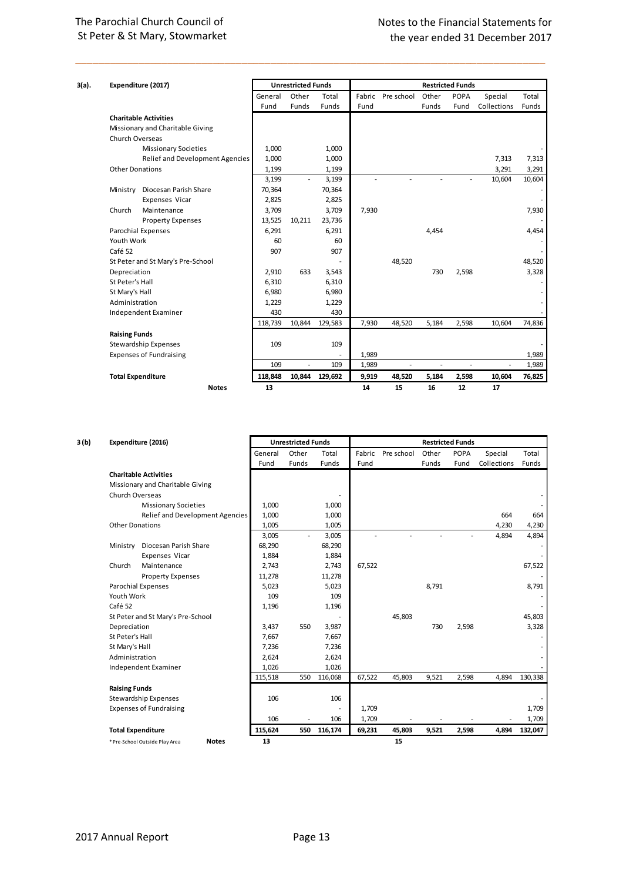### 3(a). Expenditure (2017)

| Expenditure (2017) | | Unrestricted Funds | | | Restricted Funds | | | | | |
|---|---|---|---|---|---|---|---|---|---|---|
| | | General Fund | Other Funds | Total Funds | Fabric Fund | Pre school | Other Funds | POPA Fund | Special Collections | Total Funds |
| **Charitable Activities** | | | | | | | | | | |
| Missionary and Charitable Giving | | | | | | | | | | |
| Church Overseas | | | | | | | | | | |
| | Missionary Societies | 1,000 | | 1,000 | | | | | | - |
| | Relief and Development Agencies | 1,000 | | 1,000 | | | | | 7,313 | 7,313 |
| Other Donations | | 1,199 | | 1,199 | | | | | 3,291 | 3,291 |
| | | 3,199 | - | 3,199 | - | - | - | - | 10,604 | 10,604 |
| Ministry | Diocesan Parish Share | 70,364 | | 70,364 | | | | | | - |
| | Expenses Vicar | 2,825 | | 2,825 | | | | | | - |
| Church | Maintenance | 3,709 | | 3,709 | 7,930 | | | | | 7,930 |
| | Property Expenses | 13,525 | 10,211 | 23,736 | | | | | | - |
| Parochial Expenses | | 6,291 | | 6,291 | | | 4,454 | | | 4,454 |
| Youth Work | | 60 | | 60 | | | | | | - |
| Café 52 | | 907 | | 907 | | | | | | - |
| St Peter and St Mary's Pre-School | | | | - | | 48,520 | | | | 48,520 |
| Depreciation | | 2,910 | 633 | 3,543 | | | 730 | 2,598 | | 3,328 |
| St Peter's Hall | | 6,310 | | 6,310 | | | | | | - |
| St Mary's Hall | | 6,980 | | 6,980 | | | | | | - |
| Administration | | 1,229 | | 1,229 | | | | | | - |
| Independent Examiner | | 430 | | 430 | | | | | | - |
| | | 118,739 | 10,844 | 129,583 | 7,930 | 48,520 | 5,184 | 2,598 | 10,604 | 74,836 |
| **Raising Funds** | | | | | | | | | | |
| Stewardship Expenses | | 109 | | 109 | | | | | | - |
| Expenses of Fundraising | | | | - | 1,989 | | | | | 1,989 |
| | | 109 | - | 109 | 1,989 | - | - | - | - | 1,989 |
| **Total Expenditure** | | **118,848** | **10,844** | **129,692** | **9,919** | **48,520** | **5,184** | **2,598** | **10,604** | **76,825** |
| | **Notes** | **13** | | | **14** | **15** | **16** | **12** | **17** | |

### 3 (b) Expenditure (2016)

| Expenditure (2016) | | Unrestricted Funds | | | Restricted Funds | | | | | |
|---|---|---|---|---|---|---|---|---|---|---|
| | | General Fund | Other Funds | Total Funds | Fabric Fund | Pre school | Other Funds | POPA Fund | Special Collections | Total Funds |
| **Charitable Activities** | | | | | | | | | | |
| Missionary and Charitable Giving | | | | | | | | | | |
| Church Overseas | | | | - | | | | | | - |
| | Missionary Societies | 1,000 | | 1,000 | | | | | | - |
| | Relief and Development Agencies | 1,000 | | 1,000 | | | | | 664 | 664 |
| Other Donations | | 1,005 | | 1,005 | | | | | 4,230 | 4,230 |
| | | 3,005 | - | 3,005 | - | - | - | - | 4,894 | 4,894 |
| Ministry | Diocesan Parish Share | 68,290 | | 68,290 | | | | | | - |
| | Expenses Vicar | 1,884 | | 1,884 | | | | | | - |
| Church | Maintenance | 2,743 | | 2,743 | 67,522 | | | | | 67,522 |
| | Property Expenses | 11,278 | | 11,278 | | | | | | - |
| Parochial Expenses | | 5,023 | | 5,023 | | | 8,791 | | | 8,791 |
| Youth Work | | 109 | | 109 | | | | | | - |
| Café 52 | | 1,196 | | 1,196 | | | | | | - |
| St Peter and St Mary's Pre-School | | | | - | | 45,803 | | | | 45,803 |
| Depreciation | | 3,437 | 550 | 3,987 | | | 730 | 2,598 | | 3,328 |
| St Peter's Hall | | 7,667 | | 7,667 | | | | | | - |
| St Mary's Hall | | 7,236 | | 7,236 | | | | | | - |
| Administration | | 2,624 | | 2,624 | | | | | | - |
| Independent Examiner | | 1,026 | | 1,026 | | | | | | - |
| | | 115,518 | 550 | 116,068 | 67,522 | 45,803 | 9,521 | 2,598 | 4,894 | 130,338 |
| **Raising Funds** | | | | | | | | | | |
| Stewardship Expenses | | 106 | | 106 | | | | | | - |
| Expenses of Fundraising | | | | - | 1,709 | | | | | 1,709 |
| | | 106 | - | 106 | 1,709 | - | - | - | - | 1,709 |
| **Total Expenditure** | | **115,624** | **550** | **116,174** | **69,231** | **45,803** | **9,521** | **2,598** | **4,894** | **132,047** |
| * Pre-School Outside Play Area | **Notes** | **13** | | | | **15** | | | | |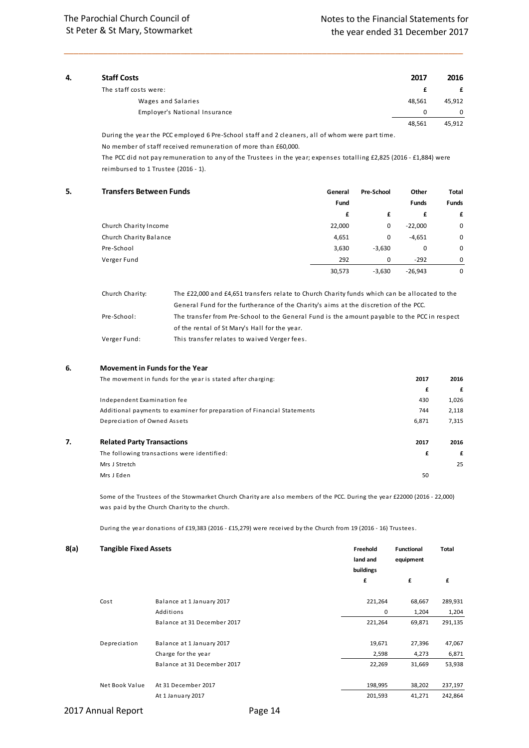## 4. Staff Costs

| The staff costs were: | 2017 | 2016 |
|---|---|---|
| | £ | £ |
| Wages and Salaries | 48,561 | 45,912 |
| Employer's National Insurance | 0 | 0 |
| | 48,561 | 45,912 |

During the year the PCC employed 6 Pre-School staff and 2 cleaners, all of whom were part time.

No member of staff received remuneration of more than £60,000.

The PCC did not pay remuneration to any of the Trustees in the year; expenses totalling £2,825 (2016 - £1,884) were reimbursed to 1 Trustee (2016 - 1).

## 5. Transfers Between Funds

| | General Fund | Pre-School | Other Funds | Total Funds |
|---|---|---|---|---|
| | £ | £ | £ | £ |
| Church Charity Income | 22,000 | 0 | -22,000 | 0 |
| Church Charity Balance | 4,651 | 0 | -4,651 | 0 |
| Pre-School | 3,630 | -3,630 | 0 | 0 |
| Verger Fund | 292 | 0 | -292 | 0 |
| | 30,573 | -3,630 | -26,943 | 0 |

Church Charity: The £22,000 and £4,651 transfers relate to Church Charity funds which can be allocated to the General Fund for the furtherance of the Charity's aims at the discretion of the PCC.

Pre-School: The transfer from Pre-School to the General Fund is the amount payable to the PCC in respect of the rental of St Mary's Hall for the year.

Verger Fund: This transfer relates to waived Verger fees.

## 6. Movement in Funds for the Year

| The movement in funds for the year is stated after charging: | 2017 | 2016 |
|---|---|---|
| | £ | £ |
| Independent Examination fee | 430 | 1,026 |
| Additional payments to examiner for preparation of Financial Statements | 744 | 2,118 |
| Depreciation of Owned Assets | 6,871 | 7,315 |

## 7. Related Party Transactions

| The following transactions were identified: | 2017 | 2016 |
|---|---|---|
| | £ | £ |
| Mrs J Stretch | | 25 |
| Mrs J Eden | 50 | |

Some of the Trustees of the Stowmarket Church Charity are also members of the PCC. During the year £22000 (2016 - 22,000) was paid by the Church Charity to the church.

During the year donations of £19,383 (2016 - £15,279) were received by the Church from 19 (2016 - 16) Trustees.

## 8(a) Tangible Fixed Assets

| | | Freehold land and buildings | Functional equipment | Total |
|---|---|---|---|---|
| | | £ | £ | £ |
| Cost | Balance at 1 January 2017 | 221,264 | 68,667 | 289,931 |
| | Additions | 0 | 1,204 | 1,204 |
| | Balance at 31 December 2017 | 221,264 | 69,871 | 291,135 |
| Depreciation | Balance at 1 January 2017 | 19,671 | 27,396 | 47,067 |
| | Charge for the year | 2,598 | 4,273 | 6,871 |
| | Balance at 31 December 2017 | 22,269 | 31,669 | 53,938 |
| Net Book Value | At 31 December 2017 | 198,995 | 38,202 | 237,197 |
| | At 1 January 2017 | 201,593 | 41,271 | 242,864 |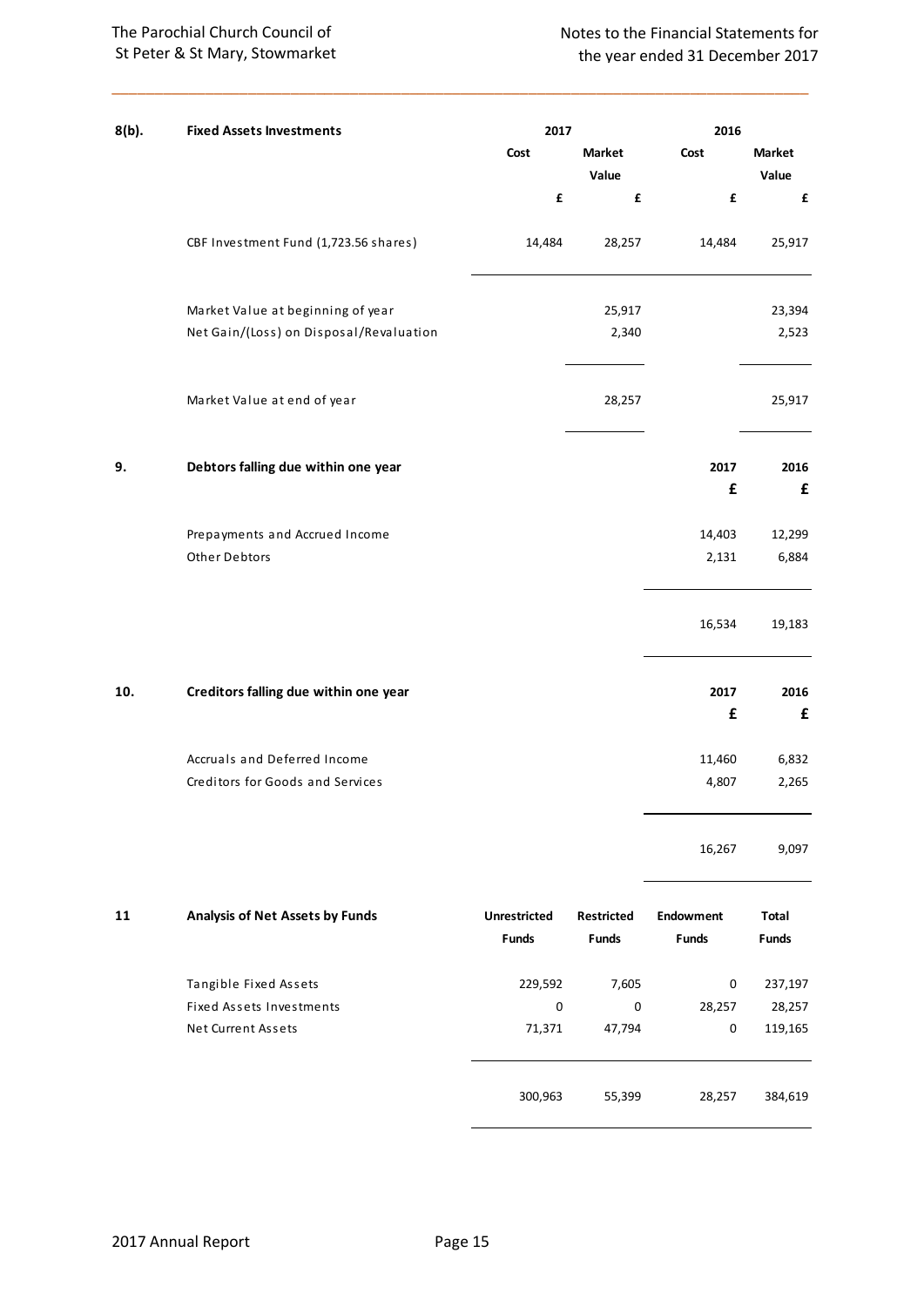### 8(b). Fixed Assets Investments

| | 2017 Cost | 2017 Market Value | 2016 Cost | 2016 Market Value |
|---|---|---|---|---|
| | £ | £ | £ | £ |
| CBF Investment Fund (1,723.56 shares) | 14,484 | 28,257 | 14,484 | 25,917 |
| Market Value at beginning of year | | 25,917 | | 23,394 |
| Net Gain/(Loss) on Disposal/Revaluation | | 2,340 | | 2,523 |
| Market Value at end of year | | 28,257 | | 25,917 |

### 9. Debtors falling due within one year

| | 2017 £ | 2016 £ |
|---|---|---|
| Prepayments and Accrued Income | 14,403 | 12,299 |
| Other Debtors | 2,131 | 6,884 |
| | 16,534 | 19,183 |

### 10. Creditors falling due within one year

| | 2017 £ | 2016 £ |
|---|---|---|
| Accruals and Deferred Income | 11,460 | 6,832 |
| Creditors for Goods and Services | 4,807 | 2,265 |
| | 16,267 | 9,097 |

### 11 Analysis of Net Assets by Funds

| | Unrestricted Funds | Restricted Funds | Endowment Funds | Total Funds |
|---|---|---|---|---|
| Tangible Fixed Assets | 229,592 | 7,605 | 0 | 237,197 |
| Fixed Assets Investments | 0 | 0 | 28,257 | 28,257 |
| Net Current Assets | 71,371 | 47,794 | 0 | 119,165 |
| | 300,963 | 55,399 | 28,257 | 384,619 |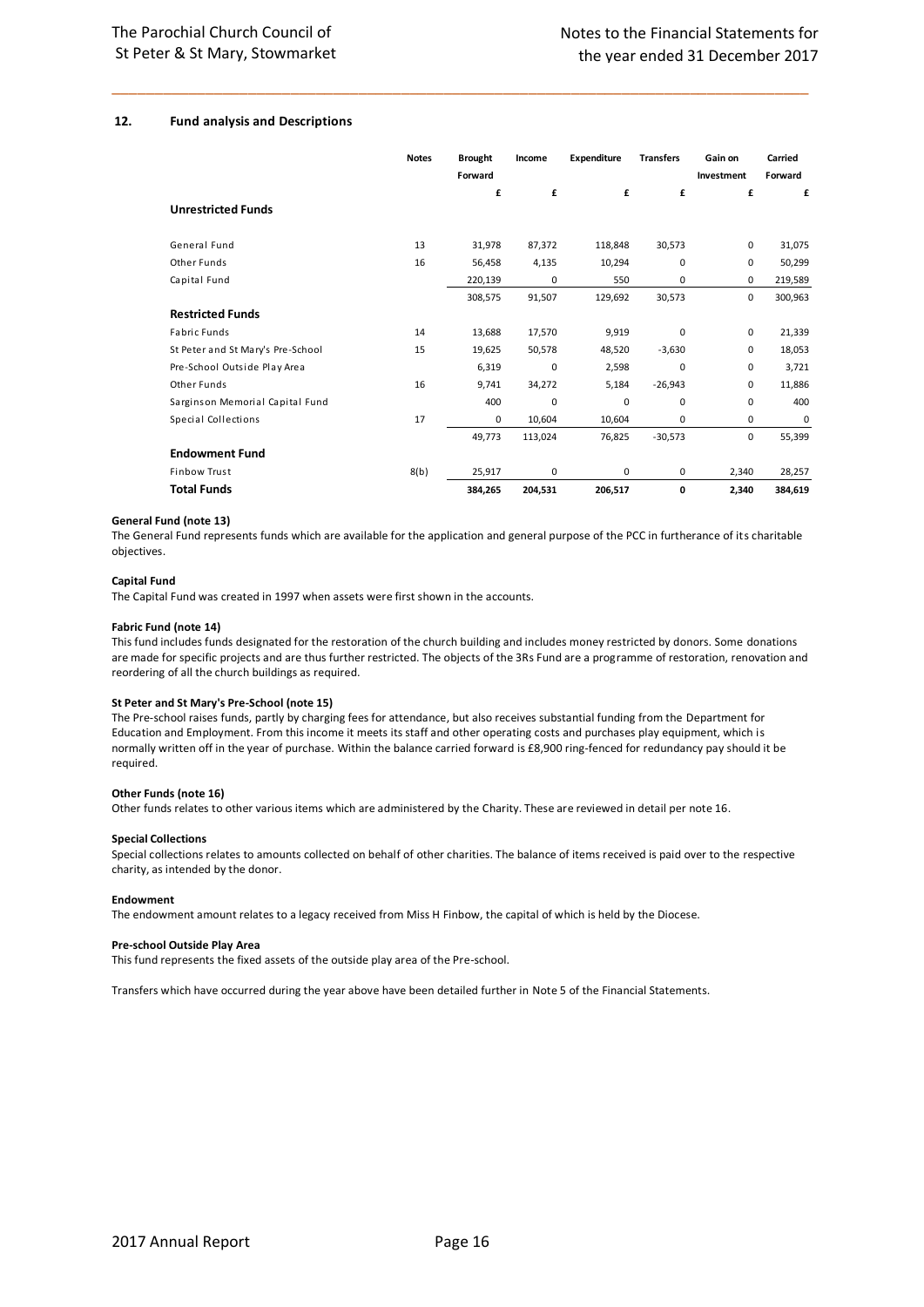## 12. Fund analysis and Descriptions

| | Notes | Brought Forward | Income | Expenditure | Transfers | Gain on Investment | Carried Forward |
|---|---|---|---|---|---|---|---|
| | | £ | £ | £ | £ | £ | £ |
| **Unrestricted Funds** | | | | | | | |
| General Fund | 13 | 31,978 | 87,372 | 118,848 | 30,573 | 0 | 31,075 |
| Other Funds | 16 | 56,458 | 4,135 | 10,294 | 0 | 0 | 50,299 |
| Capital Fund | | 220,139 | 0 | 550 | 0 | 0 | 219,589 |
| | | 308,575 | 91,507 | 129,692 | 30,573 | 0 | 300,963 |
| **Restricted Funds** | | | | | | | |
| Fabric Funds | 14 | 13,688 | 17,570 | 9,919 | 0 | 0 | 21,339 |
| St Peter and St Mary's Pre-School | 15 | 19,625 | 50,578 | 48,520 | -3,630 | 0 | 18,053 |
| Pre-School Outside Play Area | | 6,319 | 0 | 2,598 | 0 | 0 | 3,721 |
| Other Funds | 16 | 9,741 | 34,272 | 5,184 | -26,943 | 0 | 11,886 |
| Sarginson Memorial Capital Fund | | 400 | 0 | 0 | 0 | 0 | 400 |
| Special Collections | 17 | 0 | 10,604 | 10,604 | 0 | 0 | 0 |
| | | 49,773 | 113,024 | 76,825 | -30,573 | 0 | 55,399 |
| **Endowment Fund** | | | | | | | |
| Finbow Trust | 8(b) | 25,917 | 0 | 0 | 0 | 2,340 | 28,257 |
| **Total Funds** | | **384,265** | **204,531** | **206,517** | **0** | **2,340** | **384,619** |

**General Fund (note 13)**
The General Fund represents funds which are available for the application and general purpose of the PCC in furtherance of its charitable objectives.

**Capital Fund**
The Capital Fund was created in 1997 when assets were first shown in the accounts.

**Fabric Fund (note 14)**
This fund includes funds designated for the restoration of the church building and includes money restricted by donors. Some donations are made for specific projects and are thus further restricted. The objects of the 3Rs Fund are a programme of restoration, renovation and reordering of all the church buildings as required.

**St Peter and St Mary's Pre-School (note 15)**
The Pre-school raises funds, partly by charging fees for attendance, but also receives substantial funding from the Department for Education and Employment. From this income it meets its staff and other operating costs and purchases play equipment, which is normally written off in the year of purchase. Within the balance carried forward is £8,900 ring-fenced for redundancy pay should it be required.

**Other Funds (note 16)**
Other funds relates to other various items which are administered by the Charity. These are reviewed in detail per note 16.

**Special Collections**
Special collections relates to amounts collected on behalf of other charities. The balance of items received is paid over to the respective charity, as intended by the donor.

**Endowment**
The endowment amount relates to a legacy received from Miss H Finbow, the capital of which is held by the Diocese.

**Pre-school Outside Play Area**
This fund represents the fixed assets of the outside play area of the Pre-school.

Transfers which have occurred during the year above have been detailed further in Note 5 of the Financial Statements.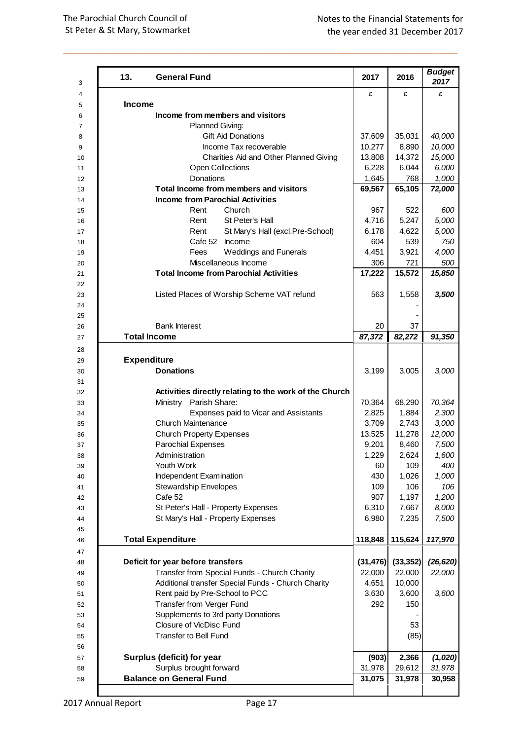| 13. General Fund | 2017 | 2016 | *Budget 2017* |
|---|---|---|---|
| | £ | £ | *£* |
| **Income** | | | |
| **Income from members and visitors** | | | |
| Planned Giving: | | | |
| Gift Aid Donations | 37,609 | 35,031 | *40,000* |
| Income Tax recoverable | 10,277 | 8,890 | *10,000* |
| Charities Aid and Other Planned Giving | 13,808 | 14,372 | *15,000* |
| Open Collections | 6,228 | 6,044 | *6,000* |
| Donations | 1,645 | 768 | *1,000* |
| **Total Income from members and visitors** | **69,567** | **65,105** | ***72,000*** |
| **Income from Parochial Activities** | | | |
| Rent Church | 967 | 522 | *600* |
| Rent St Peter's Hall | 4,716 | 5,247 | *5,000* |
| Rent St Mary's Hall (excl.Pre-School) | 6,178 | 4,622 | *5,000* |
| Cafe 52 Income | 604 | 539 | *750* |
| Fees Weddings and Funerals | 4,451 | 3,921 | *4,000* |
| Miscellaneous Income | 306 | 721 | *500* |
| **Total Income from Parochial Activities** | **17,222** | **15,572** | ***15,850*** |
| | | | |
| Listed Places of Worship Scheme VAT refund | 563 | 1,558 | ***3,500*** |
| | | - | |
| | | - | |
| Bank Interest | 20 | 37 | |
| **Total Income** | ***87,372*** | ***82,272*** | ***91,350*** |
| | | | |
| **Expenditure** | | | |
| **Donations** | 3,199 | 3,005 | *3,000* |
| | | | |
| **Activities directly relating to the work of the Church** | | | |
| Ministry Parish Share: | 70,364 | 68,290 | *70,364* |
| Expenses paid to Vicar and Assistants | 2,825 | 1,884 | *2,300* |
| Church Maintenance | 3,709 | 2,743 | *3,000* |
| Church Property Expenses | 13,525 | 11,278 | *12,000* |
| Parochial Expenses | 9,201 | 8,460 | *7,500* |
| Administration | 1,229 | 2,624 | *1,600* |
| Youth Work | 60 | 109 | *400* |
| Independent Examination | 430 | 1,026 | *1,000* |
| Stewardship Envelopes | 109 | 106 | *106* |
| Cafe 52 | 907 | 1,197 | *1,200* |
| St Peter's Hall - Property Expenses | 6,310 | 7,667 | *8,000* |
| St Mary's Hall - Property Expenses | 6,980 | 7,235 | *7,500* |
| | | | |
| **Total Expenditure** | **118,848** | **115,624** | ***117,970*** |
| | | | |
| **Deficit for year before transfers** | **(31,476)** | **(33,352)** | ***(26,620)*** |
| Transfer from Special Funds - Church Charity | 22,000 | 22,000 | *22,000* |
| Additional transfer Special Funds - Church Charity | 4,651 | 10,000 | |
| Rent paid by Pre-School to PCC | 3,630 | 3,600 | *3,600* |
| Transfer from Verger Fund | 292 | 150 | |
| Supplements to 3rd party Donations | | - | |
| Closure of VicDisc Fund | | 53 | |
| Transfer to Bell Fund | | (85) | |
| | | | |
| **Surplus (deficit) for year** | **(903)** | **2,366** | ***(1,020)*** |
| Surplus brought forward | 31,978 | 29,612 | *31,978* |
| **Balance on General Fund** | **31,075** | **31,978** | **30,958** |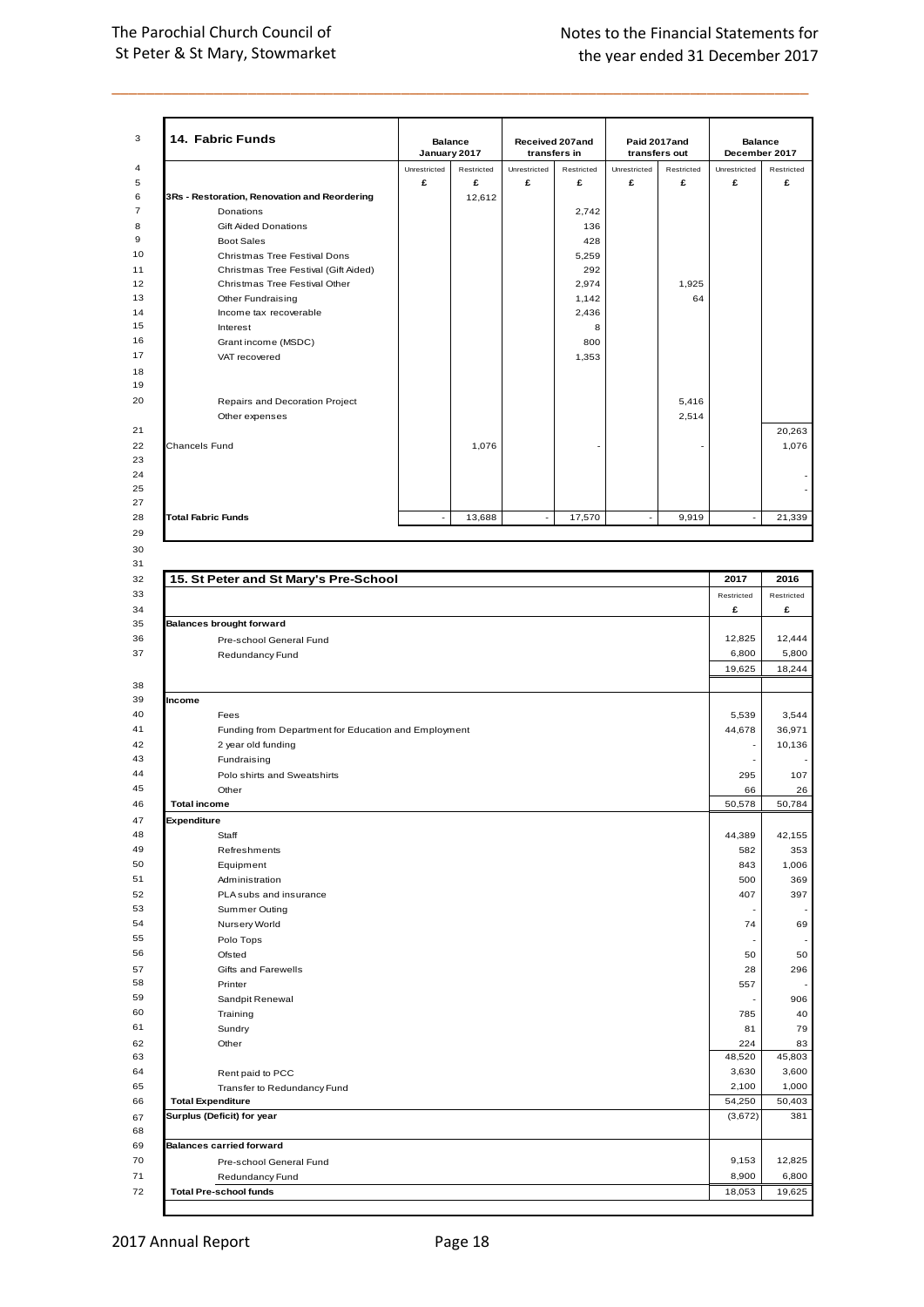## 14. Fabric Funds

| | Balance January 2017 | | Received 2017 and transfers in | | Paid 2017 and transfers out | | Balance December 2017 | |
|---|---|---|---|---|---|---|---|---|
| | Unrestricted | Restricted | Unrestricted | Restricted | Unrestricted | Restricted | Unrestricted | Restricted |
| | £ | £ | £ | £ | £ | £ | £ | £ |
| **3Rs - Restoration, Renovation and Reordering** | | 12,612 | | | | | | |
| Donations | | | | 2,742 | | | | |
| Gift Aided Donations | | | | 136 | | | | |
| Boot Sales | | | | 428 | | | | |
| Christmas Tree Festival Dons | | | | 5,259 | | | | |
| Christmas Tree Festival (Gift Aided) | | | | 292 | | | | |
| Christmas Tree Festival Other | | | | 2,974 | | 1,925 | | |
| Other Fundraising | | | | 1,142 | | 64 | | |
| Income tax recoverable | | | | 2,436 | | | | |
| Interest | | | | 8 | | | | |
| Grant income (MSDC) | | | | 800 | | | | |
| VAT recovered | | | | 1,353 | | | | |
| Repairs and Decoration Project | | | | | | 5,416 | | |
| Other expenses | | | | | | 2,514 | | |
| | | | | | | | | 20,263 |
| Chancels Fund | | 1,076 | | - | | - | | 1,076 |
| | | | | | | | | - |
| | | | | | | | | - |
| **Total Fabric Funds** | - | 13,688 | - | 17,570 | - | 9,919 | - | 21,339 |

## 15. St Peter and St Mary's Pre-School

| | 2017 | 2016 |
|---|---|---|
| | Restricted | Restricted |
| | £ | £ |
| **Balances brought forward** | | |
| Pre-school General Fund | 12,825 | 12,444 |
| Redundancy Fund | 6,800 | 5,800 |
| | 19,625 | 18,244 |
| **Income** | | |
| Fees | 5,539 | 3,544 |
| Funding from Department for Education and Employment | 44,678 | 36,971 |
| 2 year old funding | - | 10,136 |
| Fundraising | - | - |
| Polo shirts and Sweatshirts | 295 | 107 |
| Other | 66 | 26 |
| **Total income** | 50,578 | 50,784 |
| **Expenditure** | | |
| Staff | 44,389 | 42,155 |
| Refreshments | 582 | 353 |
| Equipment | 843 | 1,006 |
| Administration | 500 | 369 |
| PLA subs and insurance | 407 | 397 |
| Summer Outing | - | - |
| Nursery World | 74 | 69 |
| Polo Tops | - | - |
| Ofsted | 50 | 50 |
| Gifts and Farewells | 28 | 296 |
| Printer | 557 | - |
| Sandpit Renewal | - | 906 |
| Training | 785 | 40 |
| Sundry | 81 | 79 |
| Other | 224 | 83 |
| | 48,520 | 45,803 |
| Rent paid to PCC | 3,630 | 3,600 |
| Transfer to Redundancy Fund | 2,100 | 1,000 |
| **Total Expenditure** | 54,250 | 50,403 |
| **Surplus (Deficit) for year** | (3,672) | 381 |
| **Balances carried forward** | | |
| Pre-school General Fund | 9,153 | 12,825 |
| Redundancy Fund | 8,900 | 6,800 |
| **Total Pre-school funds** | 18,053 | 19,625 |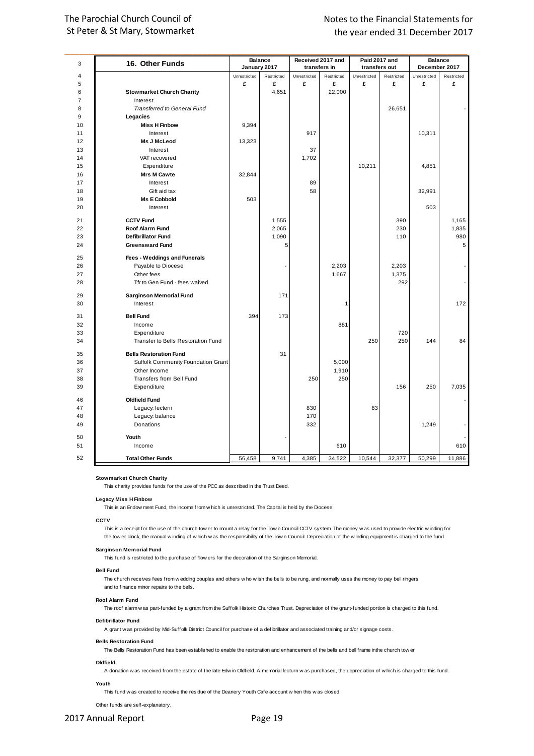| 16. Other Funds | Balance January 2017 | | Received 2017 and transfers in | | Paid 2017 and transfers out | | Balance December 2017 | |
|---|---|---|---|---|---|---|---|---|
| | Unrestricted | Restricted | Unrestricted | Restricted | Unrestricted | Restricted | Unrestricted | Restricted |
| | £ | £ | £ | £ | £ | £ | £ | £ |
| **Stowmarket Church Charity** | | 4,651 | | 22,000 | | | | |
| Interest | | | | | | | | |
| *Transferred to General Fund* | | | | | | 26,651 | | - |
| **Legacies** | | | | | | | | |
| **Miss H Finbow** | 9,394 | | | | | | | |
| Interest | | | 917 | | | | 10,311 | |
| **Ms J McLeod** | 13,323 | | | | | | | |
| Interest | | | 37 | | | | | |
| VAT recovered | | | 1,702 | | | | | |
| Expenditure | | | | | 10,211 | | 4,851 | |
| **Mrs M Cawte** | 32,844 | | | | | | | |
| Interest | | | 89 | | | | | |
| Gift aid tax | | | 58 | | | | 32,991 | |
| **Ms E Cobbold** | 503 | | | | | | | |
| Interest | | | | | | | 503 | |
| **CCTV Fund** | | 1,555 | | | | 390 | | 1,165 |
| **Roof Alarm Fund** | | 2,065 | | | | 230 | | 1,835 |
| **Defibrillator Fund** | | 1,090 | | | | 110 | | 980 |
| **Greensward Fund** | | 5 | | | | | | 5 |
| **Fees - Weddings and Funerals** | | | | | | | | |
| Payable to Diocese | | - | | 2,203 | | 2,203 | | - |
| Other fees | | | | 1,667 | | 1,375 | | |
| Tfr to Gen Fund - fees waived | | | | | | 292 | | - |
| **Sarginson Memorial Fund** | | 171 | | | | | | |
| Interest | | | | 1 | | | | 172 |
| **Bell Fund** | 394 | 173 | | | | | | |
| Income | | | | 881 | | | | |
| Expenditure | | | | | | 720 | | |
| Transfer to Bells Restoration Fund | | | | | 250 | 250 | 144 | 84 |
| **Bells Restoration Fund** | | 31 | | | | | | |
| Suffolk Community Foundation Grant | | | | 5,000 | | | | |
| Other Income | | | | 1,910 | | | | |
| Transfers from Bell Fund | | | 250 | 250 | | | | |
| Expenditure | | | | | | 156 | 250 | 7,035 |
| **Oldfield Fund** | | | | | | | | - |
| Legacy: lectern | | | 830 | | 83 | | | |
| Legacy: balance | | | 170 | | | | | |
| Donations | | | 332 | | | | 1,249 | - |
| **Youth** | | - | | | | | | - |
| Income | | | | 610 | | | | 610 |
| **Total Other Funds** | 56,458 | 9,741 | 4,385 | 34,522 | 10,544 | 32,377 | 50,299 | 11,886 |

**Stowmarket Church Charity**

This charity provides funds for the use of the PCC as described in the Trust Deed.

**Legacy Miss H Finbow**

This is an Endowment Fund, the income from which is unrestricted. The Capital is held by the Diocese.

**CCTV**

This is a receipt for the use of the church tower to mount a relay for the Town Council CCTV system. The money was used to provide electric winding for the tower clock, the manual winding of which was the responsibility of the Town Council. Depreciation of the winding equipment is charged to the fund.

**Sarginson Memorial Fund**

This fund is restricted to the purchase of flowers for the decoration of the Sarginson Memorial.

**Bell Fund**

The church receives fees from wedding couples and others who wish the bells to be rung, and normally uses the money to pay bell ringers and to finance minor repairs to the bells.

**Roof Alarm Fund**

The roof alarm was part-funded by a grant from the Suffolk Historic Churches Trust. Depreciation of the grant-funded portion is charged to this fund.

**Defibrillator Fund**

A grant was provided by Mid-Suffolk District Council for purchase of a defibrillator and associated training and/or signage costs.

**Bells Restoration Fund**

The Bells Restoration Fund has been established to enable the restoration and enhancement of the bells and bell frame inthe church tower

**Oldfield**

A donation was received from the estate of the late Edwin Oldfield. A memorial lecturn was purchased, the depreciation of which is charged to this fund.

**Youth**

This fund was created to receive the residue of the Deanery Youth Cafe account when this was closed

Other funds are self-explanatory.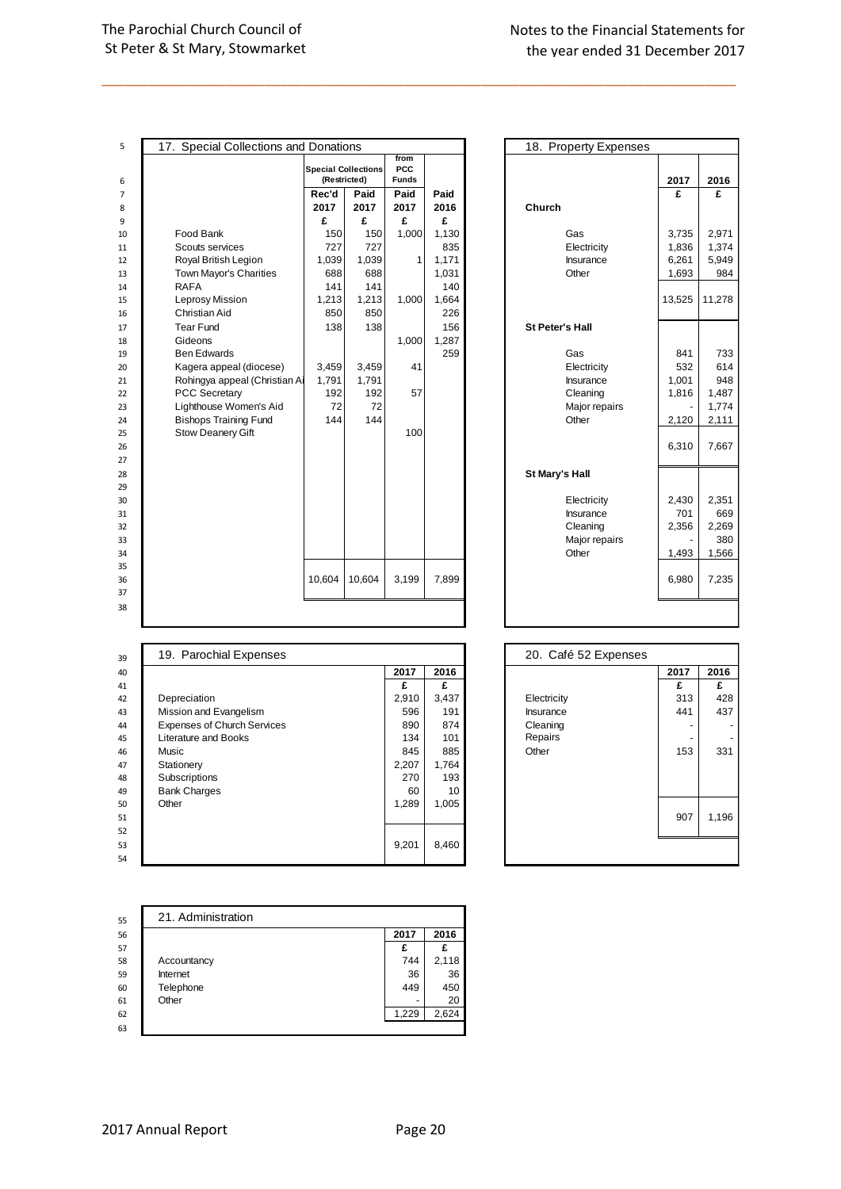### 17. Special Collections and Donations

| | Special Collections (Restricted) | | from PCC Funds | |
|---|---|---|---|---|
| | Rec'd | Paid | Paid | Paid |
| | 2017 | 2017 | 2017 | 2016 |
| | £ | £ | £ | £ |
| Food Bank | 150 | 150 | 1,000 | 1,130 |
| Scouts services | 727 | 727 | | 835 |
| Royal British Legion | 1,039 | 1,039 | 1 | 1,171 |
| Town Mayor's Charities | 688 | 688 | | 1,031 |
| RAFA | 141 | 141 | | 140 |
| Leprosy Mission | 1,213 | 1,213 | 1,000 | 1,664 |
| Christian Aid | 850 | 850 | | 226 |
| Tear Fund | 138 | 138 | | 156 |
| Gideons | | | 1,000 | 1,287 |
| Ben Edwards | | | | 259 |
| Kagera appeal (diocese) | 3,459 | 3,459 | 41 | |
| Rohingya appeal (Christian Ai | 1,791 | 1,791 | | |
| PCC Secretary | 192 | 192 | 57 | |
| Lighthouse Women's Aid | 72 | 72 | | |
| Bishops Training Fund | 144 | 144 | | |
| Stow Deanery Gift | | | 100 | |
| | 10,604 | 10,604 | 3,199 | 7,899 |

### 18. Property Expenses

| | 2017 | 2016 |
|---|---|---|
| | £ | £ |
| **Church** | | |
| Gas | 3,735 | 2,971 |
| Electricity | 1,836 | 1,374 |
| Insurance | 6,261 | 5,949 |
| Other | 1,693 | 984 |
| | 13,525 | 11,278 |
| **St Peter's Hall** | | |
| Gas | 841 | 733 |
| Electricity | 532 | 614 |
| Insurance | 1,001 | 948 |
| Cleaning | 1,816 | 1,487 |
| Major repairs | - | 1,774 |
| Other | 2,120 | 2,111 |
| | 6,310 | 7,667 |
| **St Mary's Hall** | | |
| Electricity | 2,430 | 2,351 |
| Insurance | 701 | 669 |
| Cleaning | 2,356 | 2,269 |
| Major repairs | - | 380 |
| Other | 1,493 | 1,566 |
| | 6,980 | 7,235 |

### 19. Parochial Expenses

| | 2017 | 2016 |
|---|---|---|
| | £ | £ |
| Depreciation | 2,910 | 3,437 |
| Mission and Evangelism | 596 | 191 |
| Expenses of Church Services | 890 | 874 |
| Literature and Books | 134 | 101 |
| Music | 845 | 885 |
| Stationery | 2,207 | 1,764 |
| Subscriptions | 270 | 193 |
| Bank Charges | 60 | 10 |
| Other | 1,289 | 1,005 |
| | 9,201 | 8,460 |

### 20. Café 52 Expenses

| | 2017 | 2016 |
|---|---|---|
| | £ | £ |
| Electricity | 313 | 428 |
| Insurance | 441 | 437 |
| Cleaning | - | - |
| Repairs | - | - |
| Other | 153 | 331 |
| | 907 | 1,196 |

### 21. Administration

| | 2017 | 2016 |
|---|---|---|
| | £ | £ |
| Accountancy | 744 | 2,118 |
| Internet | 36 | 36 |
| Telephone | 449 | 450 |
| Other | - | 20 |
| | 1,229 | 2,624 |